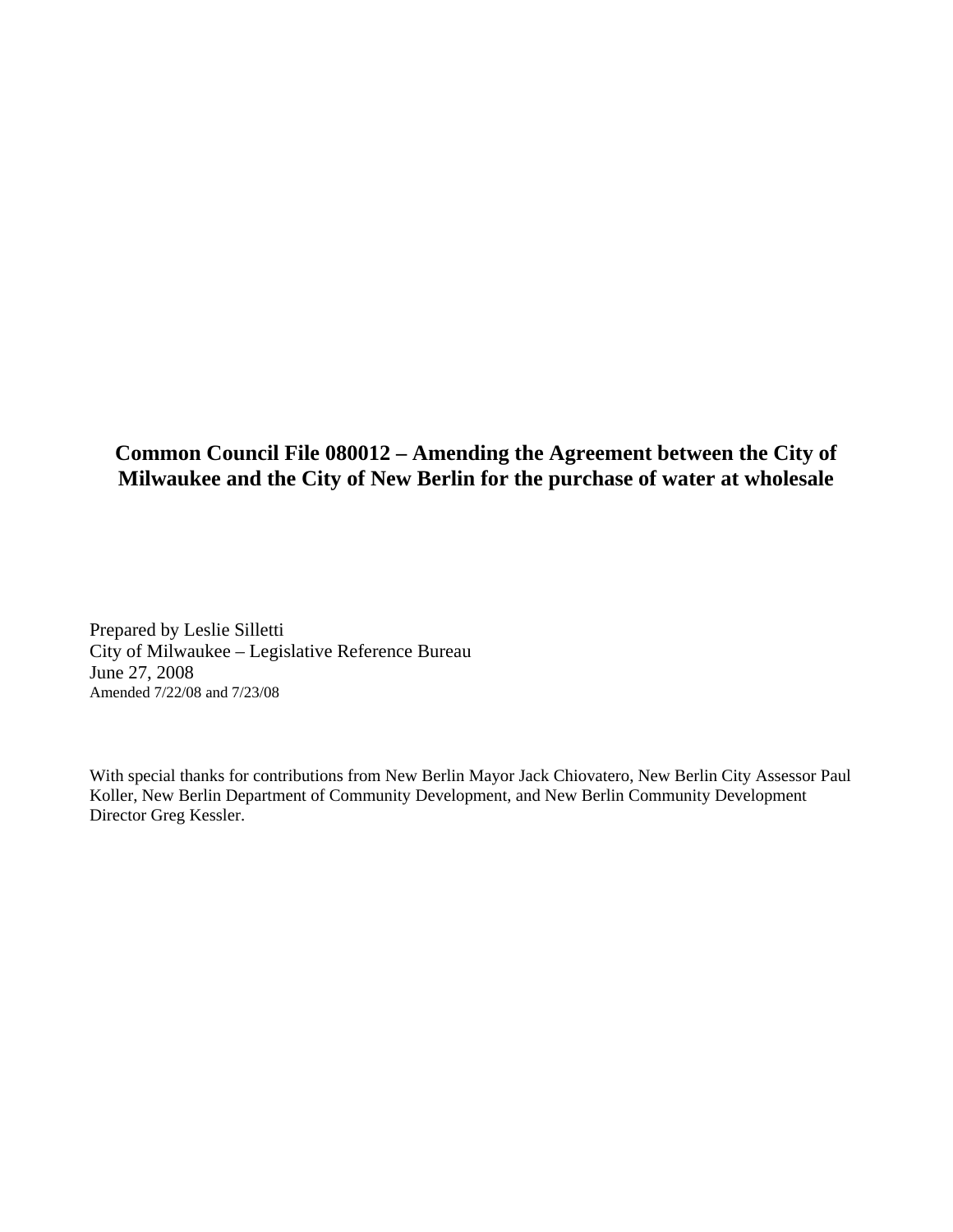# Common Council File 080012 – Amending the Agreement between the City of Milwaukee and the City of New Berlin for the purchase of water at wholesale

Prepared by Leslie Silletti
City of Milwaukee – Legislative Reference Bureau
June 27, 2008
Amended 7/22/08 and 7/23/08

With special thanks for contributions from New Berlin Mayor Jack Chiovatero, New Berlin City Assessor Paul Koller, New Berlin Department of Community Development, and New Berlin Community Development Director Greg Kessler.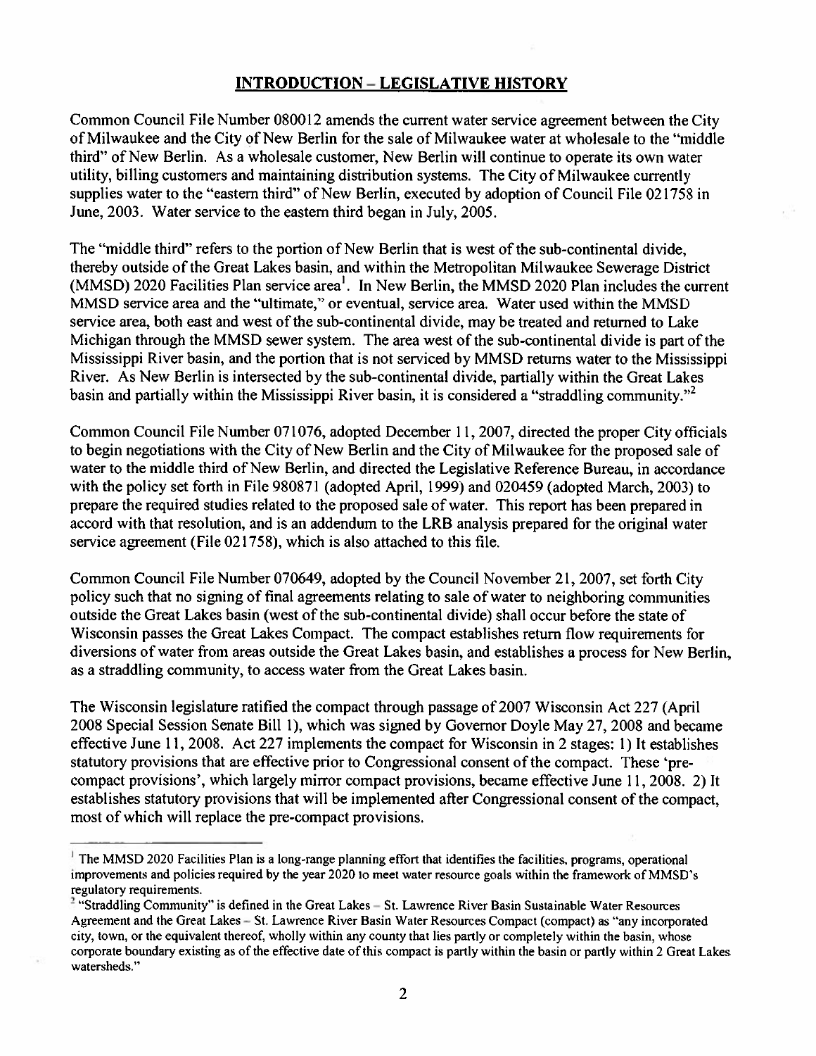## INTRODUCTION – LEGISLATIVE HISTORY

Common Council File Number 080012 amends the current water service agreement between the City of Milwaukee and the City of New Berlin for the sale of Milwaukee water at wholesale to the "middle third" of New Berlin. As a wholesale customer, New Berlin will continue to operate its own water utility, billing customers and maintaining distribution systems. The City of Milwaukee currently supplies water to the "eastern third" of New Berlin, executed by adoption of Council File 021758 in June, 2003. Water service to the eastern third began in July, 2005.

The "middle third" refers to the portion of New Berlin that is west of the sub-continental divide, thereby outside of the Great Lakes basin, and within the Metropolitan Milwaukee Sewerage District (MMSD) 2020 Facilities Plan service area[1]. In New Berlin, the MMSD 2020 Plan includes the current MMSD service area and the "ultimate," or eventual, service area. Water used within the MMSD service area, both east and west of the sub-continental divide, may be treated and returned to Lake Michigan through the MMSD sewer system. The area west of the sub-continental divide is part of the Mississippi River basin, and the portion that is not serviced by MMSD returns water to the Mississippi River. As New Berlin is intersected by the sub-continental divide, partially within the Great Lakes basin and partially within the Mississippi River basin, it is considered a "straddling community."[2]

Common Council File Number 071076, adopted December 11, 2007, directed the proper City officials to begin negotiations with the City of New Berlin and the City of Milwaukee for the proposed sale of water to the middle third of New Berlin, and directed the Legislative Reference Bureau, in accordance with the policy set forth in File 980871 (adopted April, 1999) and 020459 (adopted March, 2003) to prepare the required studies related to the proposed sale of water. This report has been prepared in accord with that resolution, and is an addendum to the LRB analysis prepared for the original water service agreement (File 021758), which is also attached to this file.

Common Council File Number 070649, adopted by the Council November 21, 2007, set forth City policy such that no signing of final agreements relating to sale of water to neighboring communities outside the Great Lakes basin (west of the sub-continental divide) shall occur before the state of Wisconsin passes the Great Lakes Compact. The compact establishes return flow requirements for diversions of water from areas outside the Great Lakes basin, and establishes a process for New Berlin, as a straddling community, to access water from the Great Lakes basin.

The Wisconsin legislature ratified the compact through passage of 2007 Wisconsin Act 227 (April 2008 Special Session Senate Bill 1), which was signed by Governor Doyle May 27, 2008 and became effective June 11, 2008. Act 227 implements the compact for Wisconsin in 2 stages: 1) It establishes statutory provisions that are effective prior to Congressional consent of the compact. These 'pre-compact provisions', which largely mirror compact provisions, became effective June 11, 2008. 2) It establishes statutory provisions that will be implemented after Congressional consent of the compact, most of which will replace the pre-compact provisions.

---

[1] The MMSD 2020 Facilities Plan is a long-range planning effort that identifies the facilities, programs, operational improvements and policies required by the year 2020 to meet water resource goals within the framework of MMSD's regulatory requirements.

[2] "Straddling Community" is defined in the Great Lakes – St. Lawrence River Basin Sustainable Water Resources Agreement and the Great Lakes – St. Lawrence River Basin Water Resources Compact (compact) as "any incorporated city, town, or the equivalent thereof, wholly within any county that lies partly or completely within the basin, whose corporate boundary existing as of the effective date of this compact is partly within the basin or partly within 2 Great Lakes watersheds."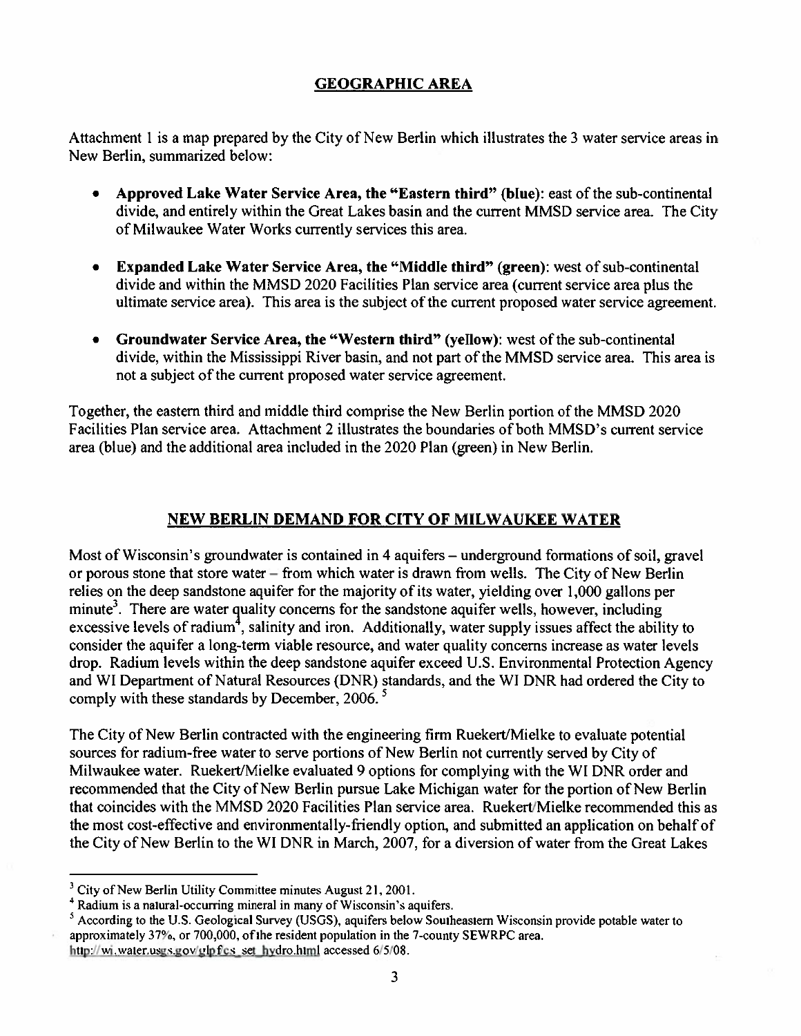## GEOGRAPHIC AREA

Attachment 1 is a map prepared by the City of New Berlin which illustrates the 3 water service areas in New Berlin, summarized below:

- **Approved Lake Water Service Area, the "Eastern third" (blue)**: east of the sub-continental divide, and entirely within the Great Lakes basin and the current MMSD service area. The City of Milwaukee Water Works currently services this area.
- **Expanded Lake Water Service Area, the "Middle third" (green)**: west of sub-continental divide and within the MMSD 2020 Facilities Plan service area (current service area plus the ultimate service area). This area is the subject of the current proposed water service agreement.
- **Groundwater Service Area, the "Western third" (yellow)**: west of the sub-continental divide, within the Mississippi River basin, and not part of the MMSD service area. This area is not a subject of the current proposed water service agreement.

Together, the eastern third and middle third comprise the New Berlin portion of the MMSD 2020 Facilities Plan service area. Attachment 2 illustrates the boundaries of both MMSD's current service area (blue) and the additional area included in the 2020 Plan (green) in New Berlin.

## NEW BERLIN DEMAND FOR CITY OF MILWAUKEE WATER

Most of Wisconsin's groundwater is contained in 4 aquifers – underground formations of soil, gravel or porous stone that store water – from which water is drawn from wells. The City of New Berlin relies on the deep sandstone aquifer for the majority of its water, yielding over 1,000 gallons per minute[3]. There are water quality concerns for the sandstone aquifer wells, however, including excessive levels of radium[4], salinity and iron. Additionally, water supply issues affect the ability to consider the aquifer a long-term viable resource, and water quality concerns increase as water levels drop. Radium levels within the deep sandstone aquifer exceed U.S. Environmental Protection Agency and WI Department of Natural Resources (DNR) standards, and the WI DNR had ordered the City to comply with these standards by December, 2006. [5]

The City of New Berlin contracted with the engineering firm Ruekert/Mielke to evaluate potential sources for radium-free water to serve portions of New Berlin not currently served by City of Milwaukee water. Ruekert/Mielke evaluated 9 options for complying with the WI DNR order and recommended that the City of New Berlin pursue Lake Michigan water for the portion of New Berlin that coincides with the MMSD 2020 Facilities Plan service area. Ruekert/Mielke recommended this as the most cost-effective and environmentally-friendly option, and submitted an application on behalf of the City of New Berlin to the WI DNR in March, 2007, for a diversion of water from the Great Lakes

---

[3] City of New Berlin Utility Committee minutes August 21, 2001.

[4] Radium is a natural-occurring mineral in many of Wisconsin's aquifers.

[5] According to the U.S. Geological Survey (USGS), aquifers below Southeastern Wisconsin provide potable water to approximately 37%, or 700,000, of the resident population in the 7-county SEWRPC area. http://wi.water.usgs.gov/glpf/cs_set_hydro.html accessed 6/5/08.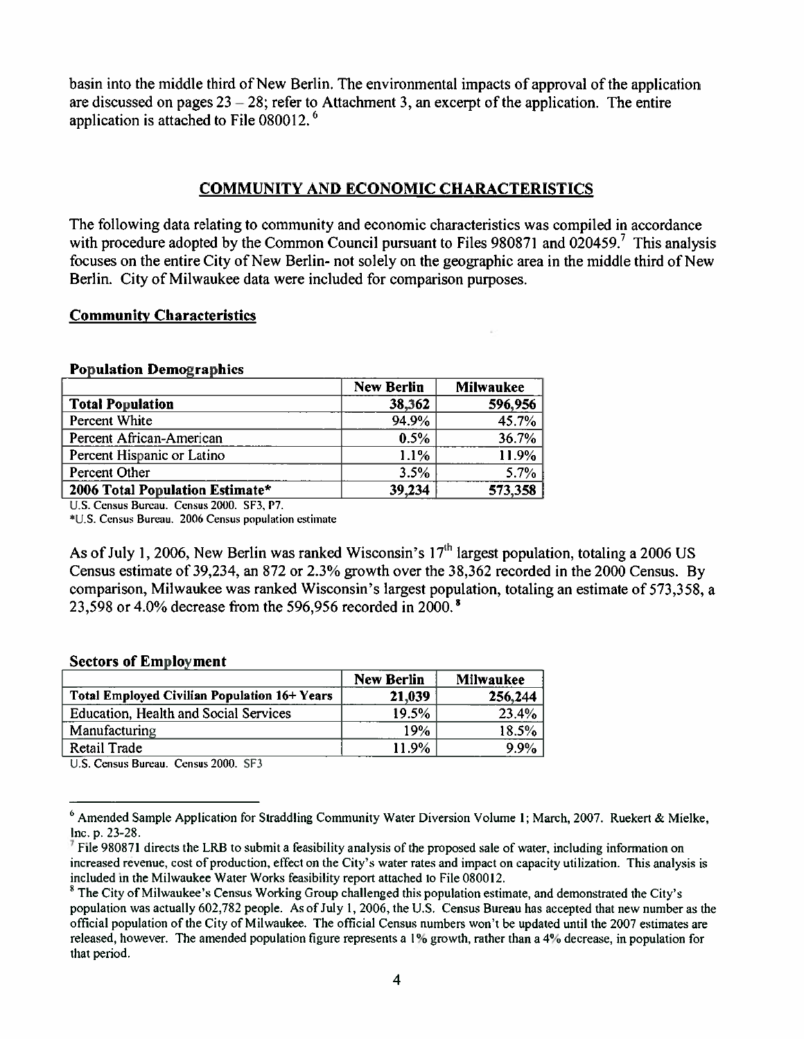basin into the middle third of New Berlin. The environmental impacts of approval of the application are discussed on pages 23 – 28; refer to Attachment 3, an excerpt of the application. The entire application is attached to File 080012.[6]

## COMMUNITY AND ECONOMIC CHARACTERISTICS

The following data relating to community and economic characteristics was compiled in accordance with procedure adopted by the Common Council pursuant to Files 980871 and 020459.[7] This analysis focuses on the entire City of New Berlin- not solely on the geographic area in the middle third of New Berlin. City of Milwaukee data were included for comparison purposes.

### Community Characteristics

**Population Demographics**

| | New Berlin | Milwaukee |
|---|---|---|
| **Total Population** | **38,362** | **596,956** |
| Percent White | 94.9% | 45.7% |
| Percent African-American | 0.5% | 36.7% |
| Percent Hispanic or Latino | 1.1% | 11.9% |
| Percent Other | 3.5% | 5.7% |
| **2006 Total Population Estimate*** | **39,234** | **573,358** |

U.S. Census Bureau. Census 2000. SF3, P7.
*U.S. Census Bureau. 2006 Census population estimate

As of July 1, 2006, New Berlin was ranked Wisconsin's 17th largest population, totaling a 2006 US Census estimate of 39,234, an 872 or 2.3% growth over the 38,362 recorded in the 2000 Census. By comparison, Milwaukee was ranked Wisconsin's largest population, totaling an estimate of 573,358, a 23,598 or 4.0% decrease from the 596,956 recorded in 2000.[8]

**Sectors of Employment**

| | New Berlin | Milwaukee |
|---|---|---|
| **Total Employed Civilian Population 16+ Years** | **21,039** | **256,244** |
| Education, Health and Social Services | 19.5% | 23.4% |
| Manufacturing | 19% | 18.5% |
| Retail Trade | 11.9% | 9.9% |

U.S. Census Bureau. Census 2000. SF3

---

[6] Amended Sample Application for Straddling Community Water Diversion Volume 1; March, 2007. Ruekert & Mielke, Inc. p. 23-28.

[7] File 980871 directs the LRB to submit a feasibility analysis of the proposed sale of water, including information on increased revenue, cost of production, effect on the City's water rates and impact on capacity utilization. This analysis is included in the Milwaukee Water Works feasibility report attached to File 080012.

[8] The City of Milwaukee's Census Working Group challenged this population estimate, and demonstrated the City's population was actually 602,782 people. As of July 1, 2006, the U.S. Census Bureau has accepted that new number as the official population of the City of Milwaukee. The official Census numbers won't be updated until the 2007 estimates are released, however. The amended population figure represents a 1% growth, rather than a 4% decrease, in population for that period.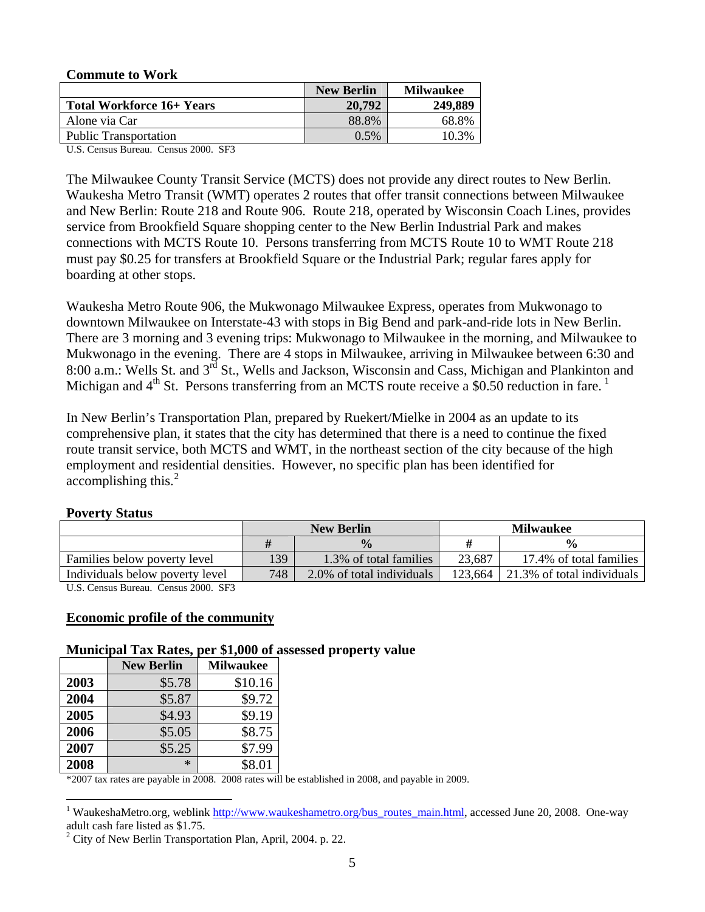**Commute to Work**

| | New Berlin | Milwaukee |
|---|---|---|
| **Total Workforce 16+ Years** | **20,792** | **249,889** |
| Alone via Car | 88.8% | 68.8% |
| Public Transportation | 0.5% | 10.3% |

U.S. Census Bureau. Census 2000. SF3

The Milwaukee County Transit Service (MCTS) does not provide any direct routes to New Berlin. Waukesha Metro Transit (WMT) operates 2 routes that offer transit connections between Milwaukee and New Berlin: Route 218 and Route 906. Route 218, operated by Wisconsin Coach Lines, provides service from Brookfield Square shopping center to the New Berlin Industrial Park and makes connections with MCTS Route 10. Persons transferring from MCTS Route 10 to WMT Route 218 must pay $0.25 for transfers at Brookfield Square or the Industrial Park; regular fares apply for boarding at other stops.

Waukesha Metro Route 906, the Mukwonago Milwaukee Express, operates from Mukwonago to downtown Milwaukee on Interstate-43 with stops in Big Bend and park-and-ride lots in New Berlin. There are 3 morning and 3 evening trips: Mukwonago to Milwaukee in the morning, and Milwaukee to Mukwonago in the evening. There are 4 stops in Milwaukee, arriving in Milwaukee between 6:30 and 8:00 a.m.: Wells St. and 3rd St., Wells and Jackson, Wisconsin and Cass, Michigan and Plankinton and Michigan and 4th St. Persons transferring from an MCTS route receive a $0.50 reduction in fare.[1]

In New Berlin's Transportation Plan, prepared by Ruekert/Mielke in 2004 as an update to its comprehensive plan, it states that the city has determined that there is a need to continue the fixed route transit service, both MCTS and WMT, in the northeast section of the city because of the high employment and residential densities. However, no specific plan has been identified for accomplishing this.[2]

**Poverty Status**

| | New Berlin | | Milwaukee | |
|---|---|---|---|---|
| | **#** | **%** | **#** | **%** |
| Families below poverty level | 139 | 1.3% of total families | 23,687 | 17.4% of total families |
| Individuals below poverty level | 748 | 2.0% of total individuals | 123,664 | 21.3% of total individuals |

U.S. Census Bureau. Census 2000. SF3

**Economic profile of the community**

**Municipal Tax Rates, per $1,000 of assessed property value**

| | New Berlin | Milwaukee |
|---|---|---|
| **2003** | $5.78 | $10.16 |
| **2004** | $5.87 | $9.72 |
| **2005** | $4.93 | $9.19 |
| **2006** | $5.05 | $8.75 |
| **2007** | $5.25 | $7.99 |
| **2008** | * | $8.01 |

*2007 tax rates are payable in 2008. 2008 rates will be established in 2008, and payable in 2009.

---

[1] WaukeshaMetro.org, weblink http://www.waukeshametro.org/bus_routes_main.html, accessed June 20, 2008. One-way adult cash fare listed as $1.75.

[2] City of New Berlin Transportation Plan, April, 2004. p. 22.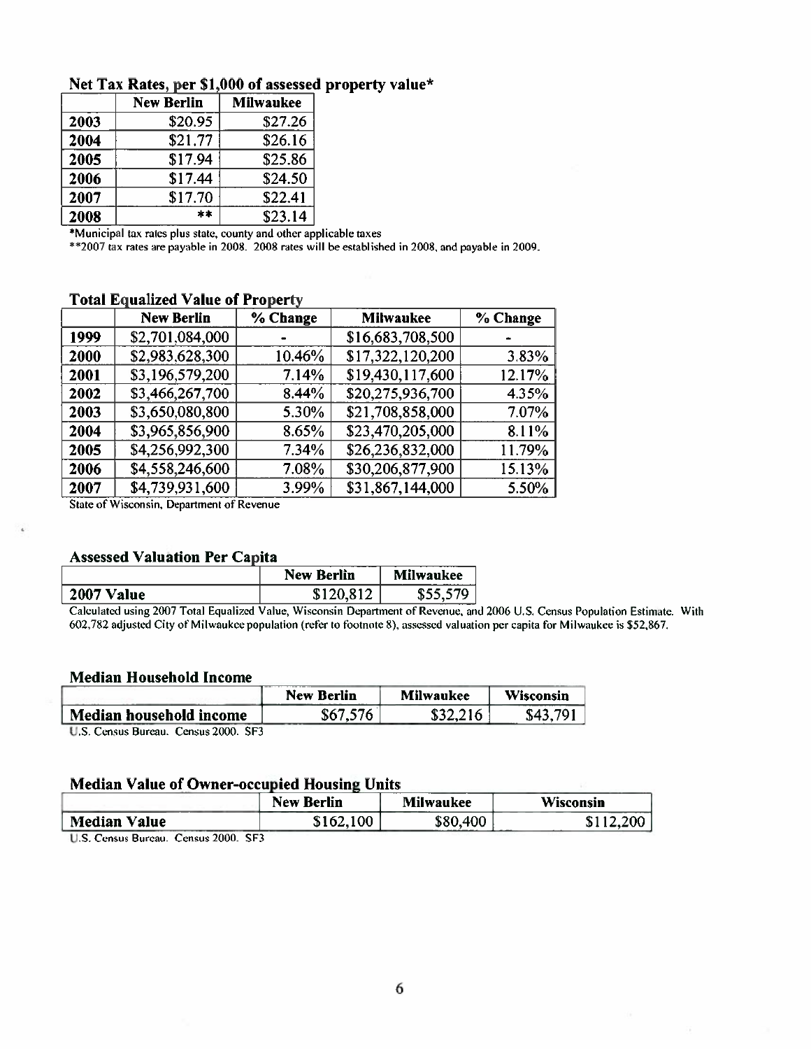### Net Tax Rates, per $1,000 of assessed property value*

| | New Berlin | Milwaukee |
|---|---|---|
| 2003 | $20.95 | $27.26 |
| 2004 | $21.77 | $26.16 |
| 2005 | $17.94 | $25.86 |
| 2006 | $17.44 | $24.50 |
| 2007 | $17.70 | $22.41 |
| 2008 | ** | $23.14 |

*Municipal tax rates plus state, county and other applicable taxes

**2007 tax rates are payable in 2008. 2008 rates will be established in 2008, and payable in 2009.

### Total Equalized Value of Property

| | New Berlin | % Change | Milwaukee | % Change |
|---|---|---|---|---|
| 1999 | $2,701,084,000 | - | $16,683,708,500 | - |
| 2000 | $2,983,628,300 | 10.46% | $17,322,120,200 | 3.83% |
| 2001 | $3,196,579,200 | 7.14% | $19,430,117,600 | 12.17% |
| 2002 | $3,466,267,700 | 8.44% | $20,275,936,700 | 4.35% |
| 2003 | $3,650,080,800 | 5.30% | $21,708,858,000 | 7.07% |
| 2004 | $3,965,856,900 | 8.65% | $23,470,205,000 | 8.11% |
| 2005 | $4,256,992,300 | 7.34% | $26,236,832,000 | 11.79% |
| 2006 | $4,558,246,600 | 7.08% | $30,206,877,900 | 15.13% |
| 2007 | $4,739,931,600 | 3.99% | $31,867,144,000 | 5.50% |

State of Wisconsin, Department of Revenue

### Assessed Valuation Per Capita

| | New Berlin | Milwaukee |
|---|---|---|
| 2007 Value | $120,812 | $55,579 |

Calculated using 2007 Total Equalized Value, Wisconsin Department of Revenue, and 2006 U.S. Census Population Estimate. With 602,782 adjusted City of Milwaukee population (refer to footnote 8), assessed valuation per capita for Milwaukee is $52,867.

### Median Household Income

| | New Berlin | Milwaukee | Wisconsin |
|---|---|---|---|
| Median household income | $67,576 | $32,216 | $43,791 |

U.S. Census Bureau. Census 2000. SF3

### Median Value of Owner-occupied Housing Units

| | New Berlin | Milwaukee | Wisconsin |
|---|---|---|---|
| Median Value | $162,100 | $80,400 | $112,200 |

U.S. Census Bureau. Census 2000. SF3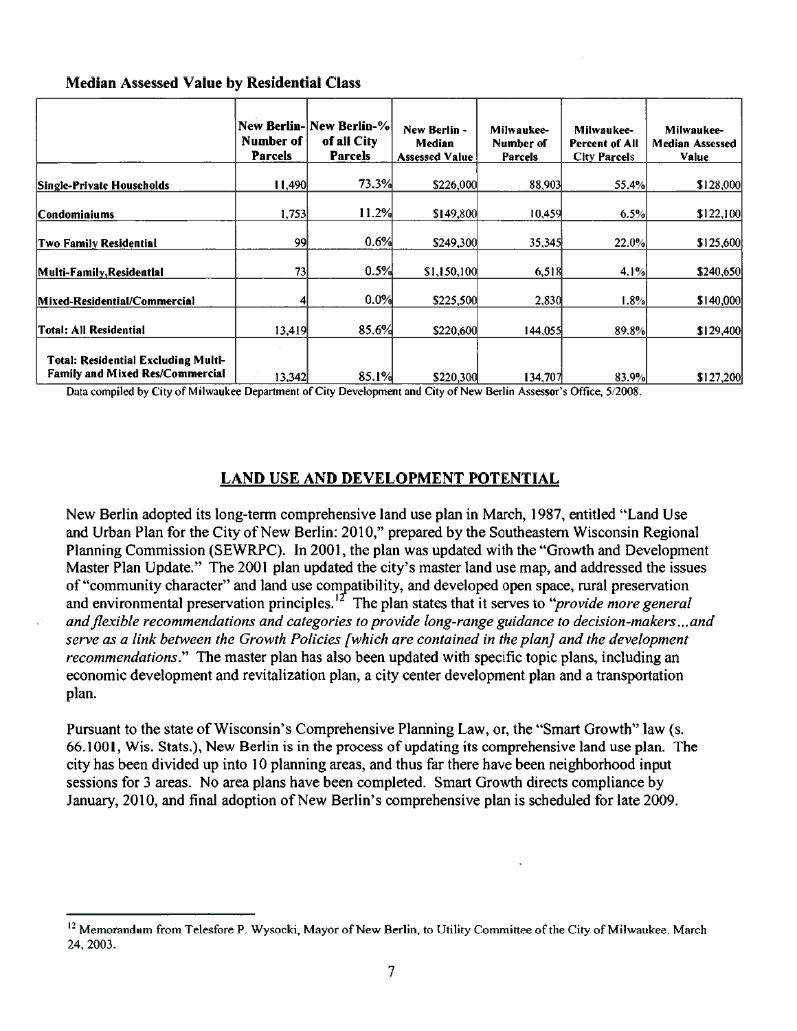### Median Assessed Value by Residential Class

| | New Berlin- Number of Parcels | New Berlin-% of all City Parcels | New Berlin - Median Assessed Value | Milwaukee- Number of Parcels | Milwaukee- Percent of All City Parcels | Milwaukee- Median Assessed Value |
|---|---|---|---|---|---|---|
| Single-Private Households | 11,490 | 73.3% | \$226,000 | 88,903 | 55.4% | \$128,000 |
| Condominiums | 1,753 | 11.2% | \$149,800 | 10,459 | 6.5% | \$122,100 |
| Two Family Residential | 99 | 0.6% | \$249,300 | 35,345 | 22.0% | \$125,600 |
| Multi-Family,Residential | 73 | 0.5% | \$1,150,100 | 6,518 | 4.1% | \$240,650 |
| Mixed-Residential/Commercial | 4 | 0.0% | \$225,500 | 2,830 | 1.8% | \$140,000 |
| Total: All Residential | 13,419 | 85.6% | \$220,600 | 144,055 | 89.8% | \$129,400 |
| Total: Residential Excluding Multi-Family and Mixed Res/Commercial | 13,342 | 85.1% | \$220,300 | 134,707 | 83.9% | \$127,200 |

Data compiled by City of Milwaukee Department of City Development and City of New Berlin Assessor's Office, 5/2008.

## LAND USE AND DEVELOPMENT POTENTIAL

New Berlin adopted its long-term comprehensive land use plan in March, 1987, entitled "Land Use and Urban Plan for the City of New Berlin: 2010," prepared by the Southeastern Wisconsin Regional Planning Commission (SEWRPC). In 2001, the plan was updated with the "Growth and Development Master Plan Update." The 2001 plan updated the city's master land use map, and addressed the issues of "community character" and land use compatibility, and developed open space, rural preservation and environmental preservation principles.[12] The plan states that it serves to *"provide more general and flexible recommendations and categories to provide long-range guidance to decision-makers…and serve as a link between the Growth Policies [which are contained in the plan] and the development recommendations."* The master plan has also been updated with specific topic plans, including an economic development and revitalization plan, a city center development plan and a transportation plan.

Pursuant to the state of Wisconsin's Comprehensive Planning Law, or, the "Smart Growth" law (s. 66.1001, Wis. Stats.), New Berlin is in the process of updating its comprehensive land use plan. The city has been divided up into 10 planning areas, and thus far there have been neighborhood input sessions for 3 areas. No area plans have been completed. Smart Growth directs compliance by January, 2010, and final adoption of New Berlin's comprehensive plan is scheduled for late 2009.

---

[12] Memorandum from Telesfore P. Wysocki, Mayor of New Berlin, to Utility Committee of the City of Milwaukee. March 24, 2003.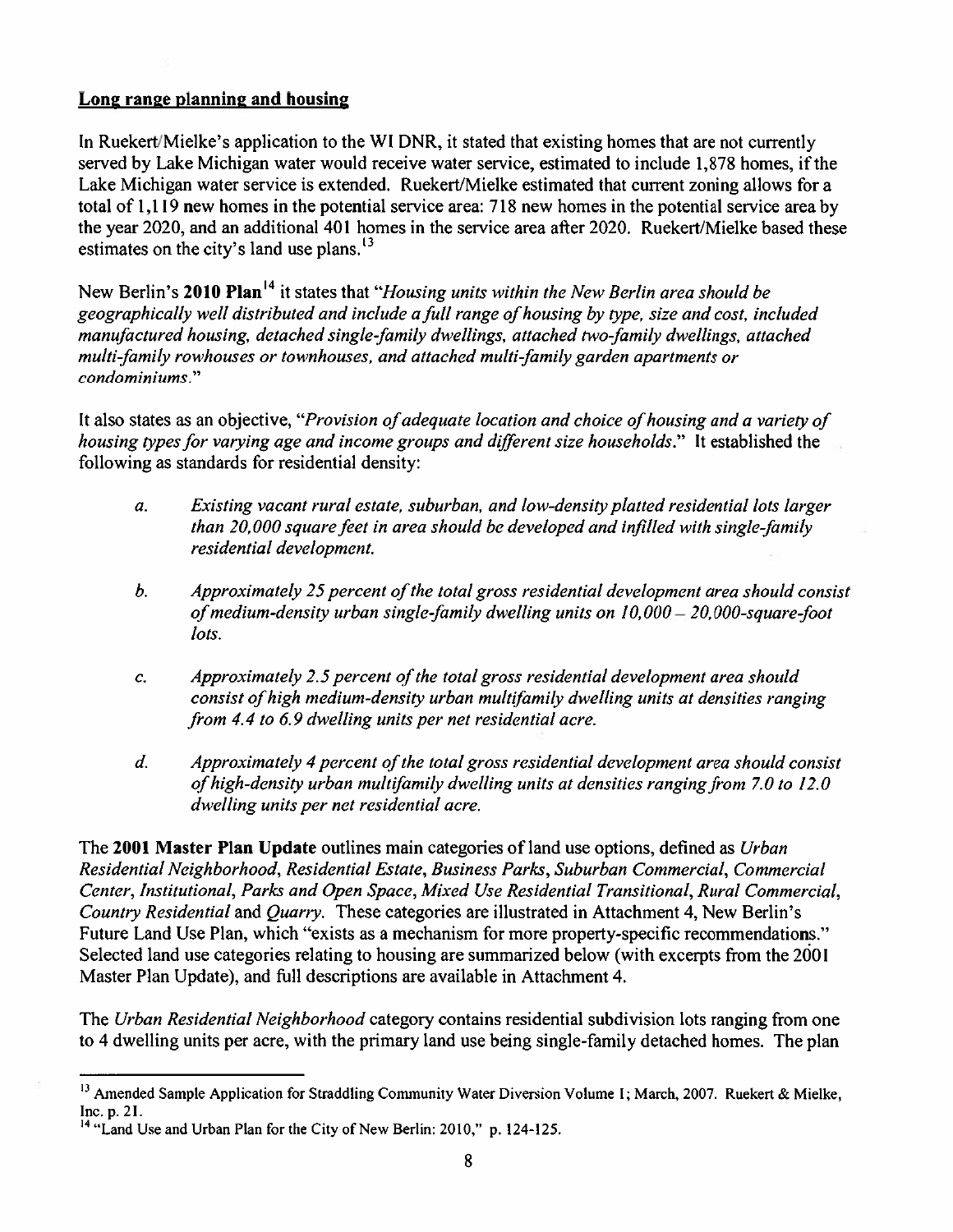**Long range planning and housing**

In Ruekert/Mielke's application to the WI DNR, it stated that existing homes that are not currently served by Lake Michigan water would receive water service, estimated to include 1,878 homes, if the Lake Michigan water service is extended. Ruekert/Mielke estimated that current zoning allows for a total of 1,119 new homes in the potential service area: 718 new homes in the potential service area by the year 2020, and an additional 401 homes in the service area after 2020. Ruekert/Mielke based these estimates on the city's land use plans.[13]

New Berlin's **2010 Plan**[14] it states that "*Housing units within the New Berlin area should be geographically well distributed and include a full range of housing by type, size and cost, included manufactured housing, detached single-family dwellings, attached two-family dwellings, attached multi-family rowhouses or townhouses, and attached multi-family garden apartments or condominiums.*"

It also states as an objective, "*Provision of adequate location and choice of housing and a variety of housing types for varying age and income groups and different size households.*" It established the following as standards for residential density:

*a. Existing vacant rural estate, suburban, and low-density platted residential lots larger than 20,000 square feet in area should be developed and infilled with single-family residential development.*

*b. Approximately 25 percent of the total gross residential development area should consist of medium-density urban single-family dwelling units on 10,000 – 20,000-square-foot lots.*

*c. Approximately 2.5 percent of the total gross residential development area should consist of high medium-density urban multifamily dwelling units at densities ranging from 4.4 to 6.9 dwelling units per net residential acre.*

*d. Approximately 4 percent of the total gross residential development area should consist of high-density urban multifamily dwelling units at densities ranging from 7.0 to 12.0 dwelling units per net residential acre.*

The **2001 Master Plan Update** outlines main categories of land use options, defined as *Urban Residential Neighborhood, Residential Estate, Business Parks, Suburban Commercial, Commercial Center, Institutional, Parks and Open Space, Mixed Use Residential Transitional, Rural Commercial, Country Residential* and *Quarry*. These categories are illustrated in Attachment 4, New Berlin's Future Land Use Plan, which "exists as a mechanism for more property-specific recommendations." Selected land use categories relating to housing are summarized below (with excerpts from the 2001 Master Plan Update), and full descriptions are available in Attachment 4.

The *Urban Residential Neighborhood* category contains residential subdivision lots ranging from one to 4 dwelling units per acre, with the primary land use being single-family detached homes. The plan

---

[13] Amended Sample Application for Straddling Community Water Diversion Volume I; March, 2007. Ruekert & Mielke, Inc. p. 21.

[14] "Land Use and Urban Plan for the City of New Berlin: 2010," p. 124-125.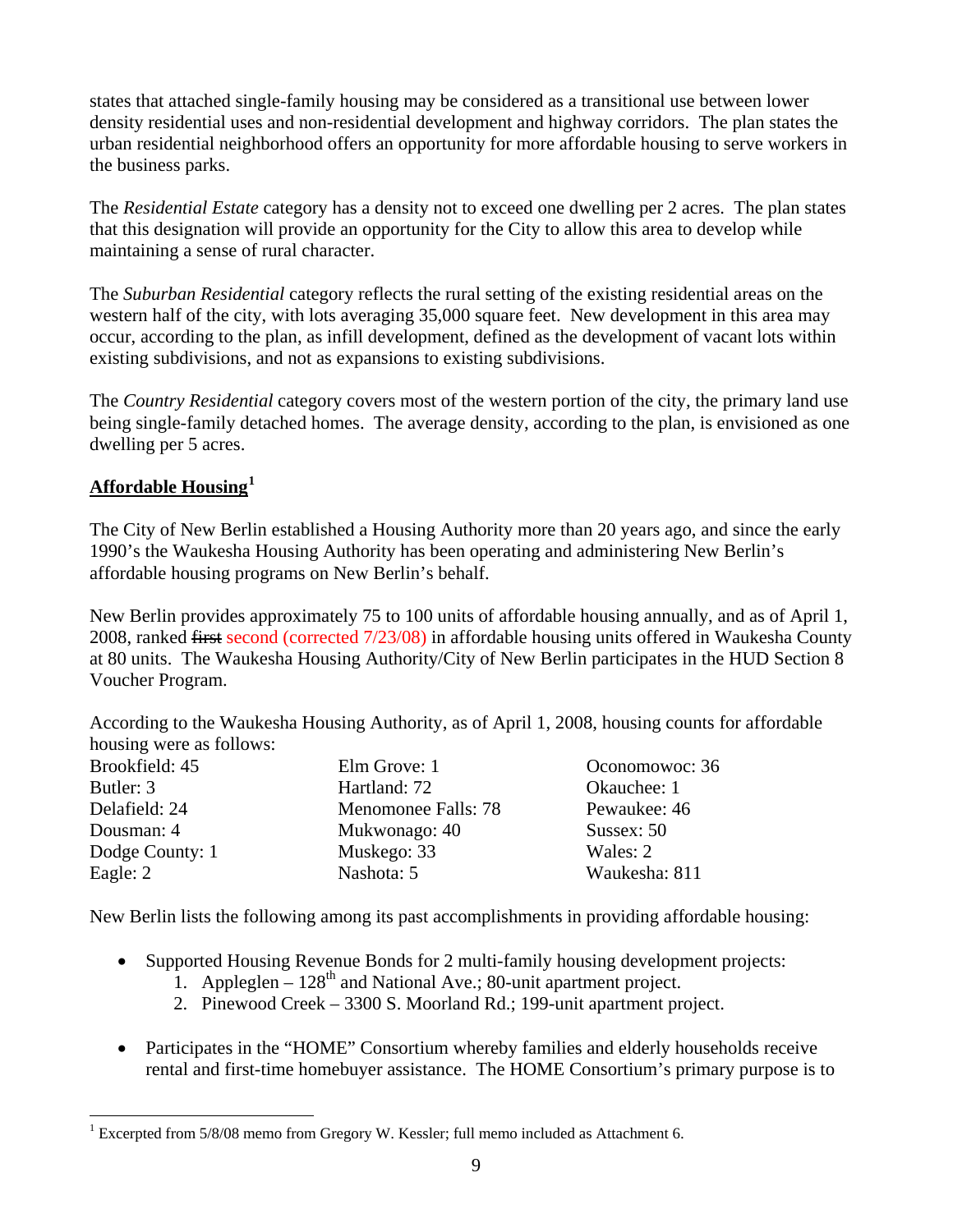states that attached single-family housing may be considered as a transitional use between lower density residential uses and non-residential development and highway corridors. The plan states the urban residential neighborhood offers an opportunity for more affordable housing to serve workers in the business parks.

The *Residential Estate* category has a density not to exceed one dwelling per 2 acres. The plan states that this designation will provide an opportunity for the City to allow this area to develop while maintaining a sense of rural character.

The *Suburban Residential* category reflects the rural setting of the existing residential areas on the western half of the city, with lots averaging 35,000 square feet. New development in this area may occur, according to the plan, as infill development, defined as the development of vacant lots within existing subdivisions, and not as expansions to existing subdivisions.

The *Country Residential* category covers most of the western portion of the city, the primary land use being single-family detached homes. The average density, according to the plan, is envisioned as one dwelling per 5 acres.

## Affordable Housing[1]

The City of New Berlin established a Housing Authority more than 20 years ago, and since the early 1990's the Waukesha Housing Authority has been operating and administering New Berlin's affordable housing programs on New Berlin's behalf.

New Berlin provides approximately 75 to 100 units of affordable housing annually, and as of April 1, 2008, ranked ~~first~~ second (corrected 7/23/08) in affordable housing units offered in Waukesha County at 80 units. The Waukesha Housing Authority/City of New Berlin participates in the HUD Section 8 Voucher Program.

According to the Waukesha Housing Authority, as of April 1, 2008, housing counts for affordable housing were as follows:

Brookfield: 45
Butler: 3
Delafield: 24
Dousman: 4
Dodge County: 1
Eagle: 2
Elm Grove: 1
Hartland: 72
Menomonee Falls: 78
Mukwonago: 40
Muskego: 33
Nashota: 5
Oconomowoc: 36
Okauchee: 1
Pewaukee: 46
Sussex: 50
Wales: 2
Waukesha: 811

New Berlin lists the following among its past accomplishments in providing affordable housing:

- Supported Housing Revenue Bonds for 2 multi-family housing development projects:
  1. Appleglen – 128th and National Ave.; 80-unit apartment project.
  2. Pinewood Creek – 3300 S. Moorland Rd.; 199-unit apartment project.

- Participates in the "HOME" Consortium whereby families and elderly households receive rental and first-time homebuyer assistance. The HOME Consortium's primary purpose is to

---

[1] Excerpted from 5/8/08 memo from Gregory W. Kessler; full memo included as Attachment 6.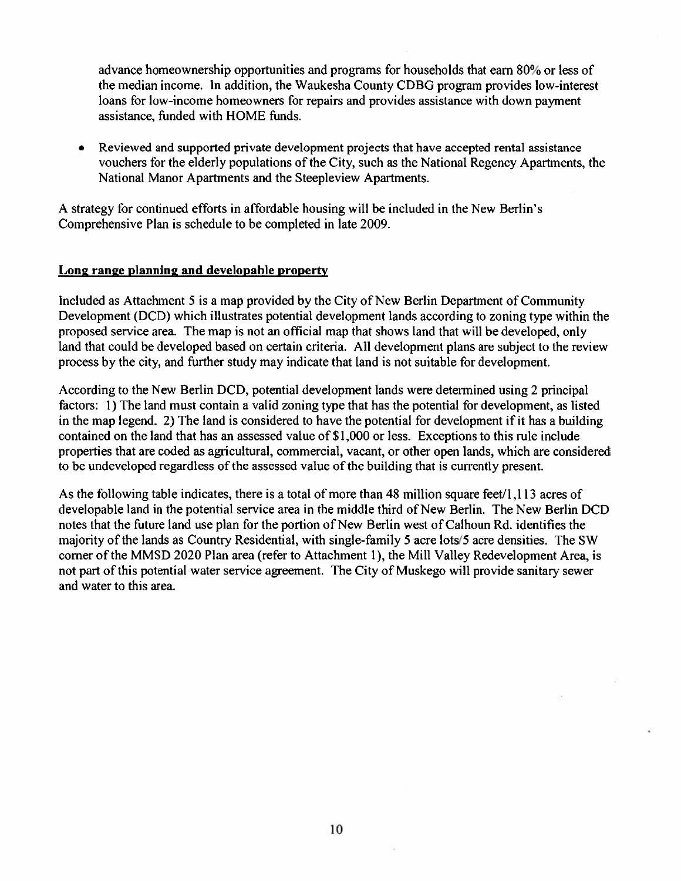advance homeownership opportunities and programs for households that earn 80% or less of the median income. In addition, the Waukesha County CDBG program provides low-interest loans for low-income homeowners for repairs and provides assistance with down payment assistance, funded with HOME funds.

- Reviewed and supported private development projects that have accepted rental assistance vouchers for the elderly populations of the City, such as the National Regency Apartments, the National Manor Apartments and the Steepleview Apartments.

A strategy for continued efforts in affordable housing will be included in the New Berlin's Comprehensive Plan is schedule to be completed in late 2009.

**Long range planning and developable property**

Included as Attachment 5 is a map provided by the City of New Berlin Department of Community Development (DCD) which illustrates potential development lands according to zoning type within the proposed service area. The map is not an official map that shows land that will be developed, only land that could be developed based on certain criteria. All development plans are subject to the review process by the city, and further study may indicate that land is not suitable for development.

According to the New Berlin DCD, potential development lands were determined using 2 principal factors: 1) The land must contain a valid zoning type that has the potential for development, as listed in the map legend. 2) The land is considered to have the potential for development if it has a building contained on the land that has an assessed value of $1,000 or less. Exceptions to this rule include properties that are coded as agricultural, commercial, vacant, or other open lands, which are considered to be undeveloped regardless of the assessed value of the building that is currently present.

As the following table indicates, there is a total of more than 48 million square feet/1,113 acres of developable land in the potential service area in the middle third of New Berlin. The New Berlin DCD notes that the future land use plan for the portion of New Berlin west of Calhoun Rd. identifies the majority of the lands as Country Residential, with single-family 5 acre lots/5 acre densities. The SW corner of the MMSD 2020 Plan area (refer to Attachment 1), the Mill Valley Redevelopment Area, is not part of this potential water service agreement. The City of Muskego will provide sanitary sewer and water to this area.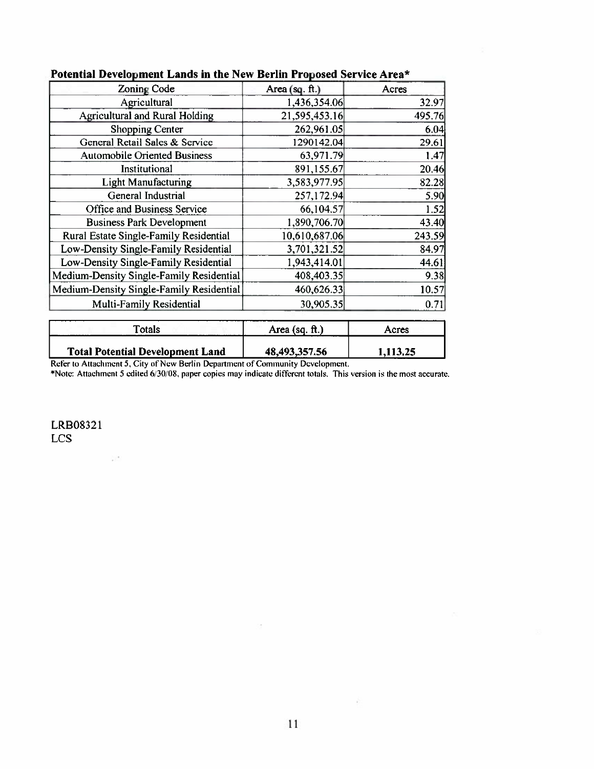**Potential Development Lands in the New Berlin Proposed Service Area***

| Zoning Code | Area (sq. ft.) | Acres |
|---|---|---|
| Agricultural | 1,436,354.06 | 32.97 |
| Agricultural and Rural Holding | 21,595,453.16 | 495.76 |
| Shopping Center | 262,961.05 | 6.04 |
| General Retail Sales & Service | 1290142.04 | 29.61 |
| Automobile Oriented Business | 63,971.79 | 1.47 |
| Institutional | 891,155.67 | 20.46 |
| Light Manufacturing | 3,583,977.95 | 82.28 |
| General Industrial | 257,172.94 | 5.90 |
| Office and Business Service | 66,104.57 | 1.52 |
| Business Park Development | 1,890,706.70 | 43.40 |
| Rural Estate Single-Family Residential | 10,610,687.06 | 243.59 |
| Low-Density Single-Family Residential | 3,701,321.52 | 84.97 |
| Low-Density Single-Family Residential | 1,943,414.01 | 44.61 |
| Medium-Density Single-Family Residential | 408,403.35 | 9.38 |
| Medium-Density Single-Family Residential | 460,626.33 | 10.57 |
| Multi-Family Residential | 30,905.35 | 0.71 |

| Totals | Area (sq. ft.) | Acres |
|---|---|---|
| **Total Potential Development Land** | **48,493,357.56** | **1,113.25** |

Refer to Attachment 5, City of New Berlin Department of Community Development.

*Note: Attachment 5 edited 6/30/08, paper copies may indicate different totals. This version is the most accurate.

LRB08321
LCS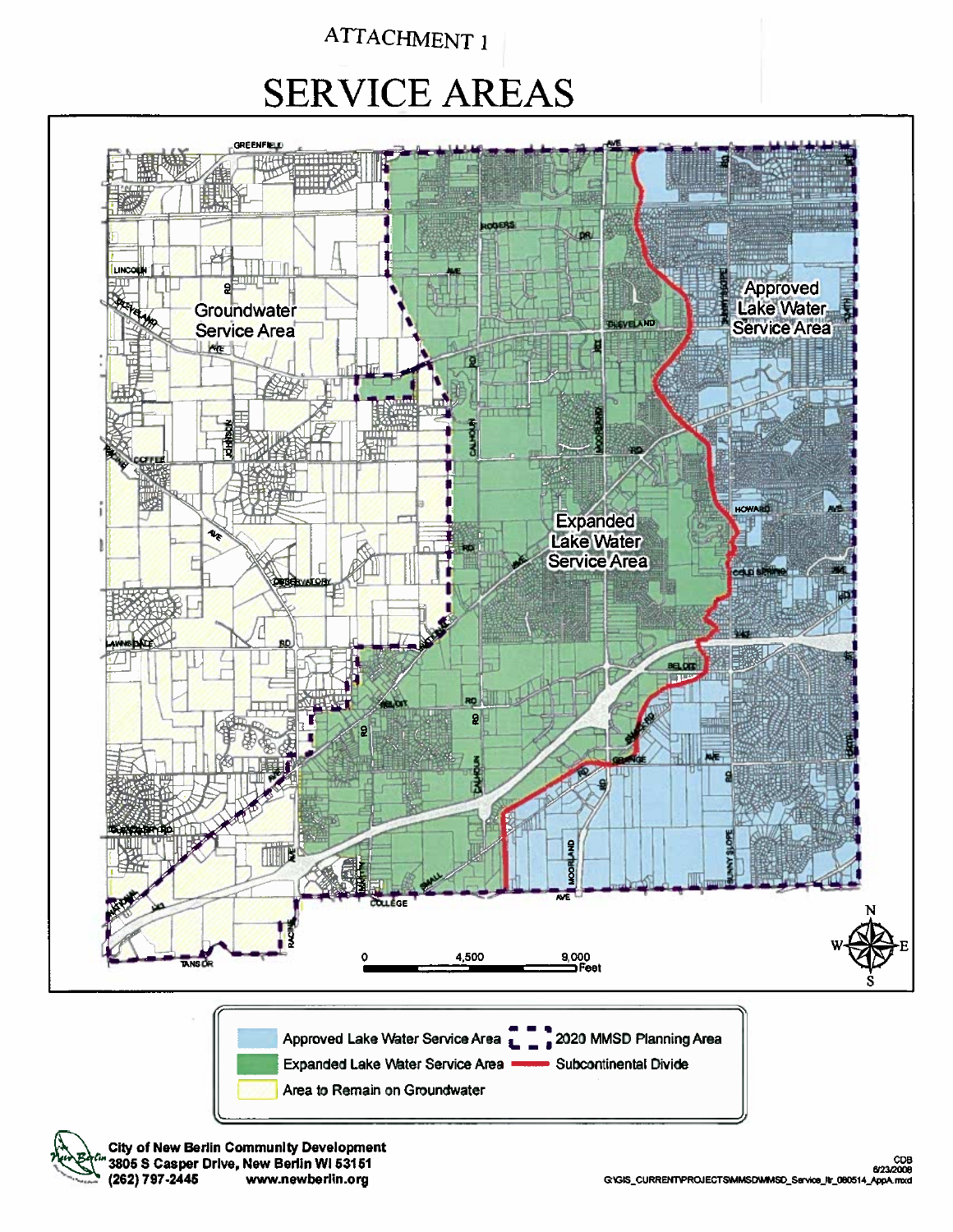ATTACHMENT 1

# SERVICE AREAS

Groundwater Service Area

Expanded Lake Water Service Area

Approved Lake Water Service Area

0 4,500 9,000 Feet

N
W E
S

- Approved Lake Water Service Area
- Expanded Lake Water Service Area
- Area to Remain on Groundwater
- 2020 MMSD Planning Area
- Subcontinental Divide

City of New Berlin Community Development
3805 S Casper Drive, New Berlin WI 53151
(262) 797-2445 www.newberlin.org

CDB
6/23/2008
G:\GIS_CURRENT\PROJECTS\MMSD\MMSD_Service_ltr_080514_AppA.mxd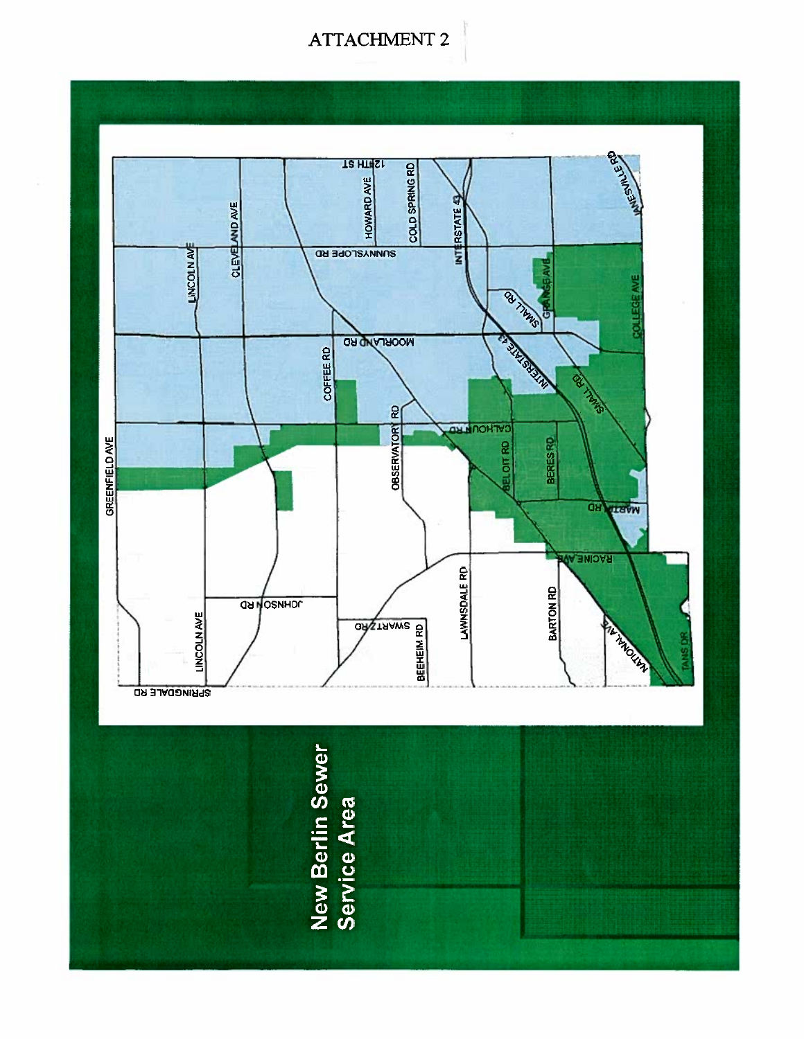ATTACHMENT 2

**New Berlin Sewer Service Area**

GREENFIELD AVE

LINCOLN AVE

CLEVELAND AVE

12TH ST

HOWARD AVE

COLD SPRING RD

INTERSTATE 43

JANESVILLE RD

SUNNYSLOPE RD

SMALL RD

GRANGE AVE

COLLEGE AVE

MOORLAND RD

COFFEE RD

INTERSTATE 43

SMALL RD

CALHOUN RD

OBSERVATORY RD

BELOIT RD

BERES RD

MARTIN RD

RACINE AVE

JOHNSON RD

LINCOLN AVE

SWARTZ RD

BEEHEIM RD

LAWNSDALE RD

BARTON RD

NATIONAL AVE

TANS DR

SPRINGDALE RD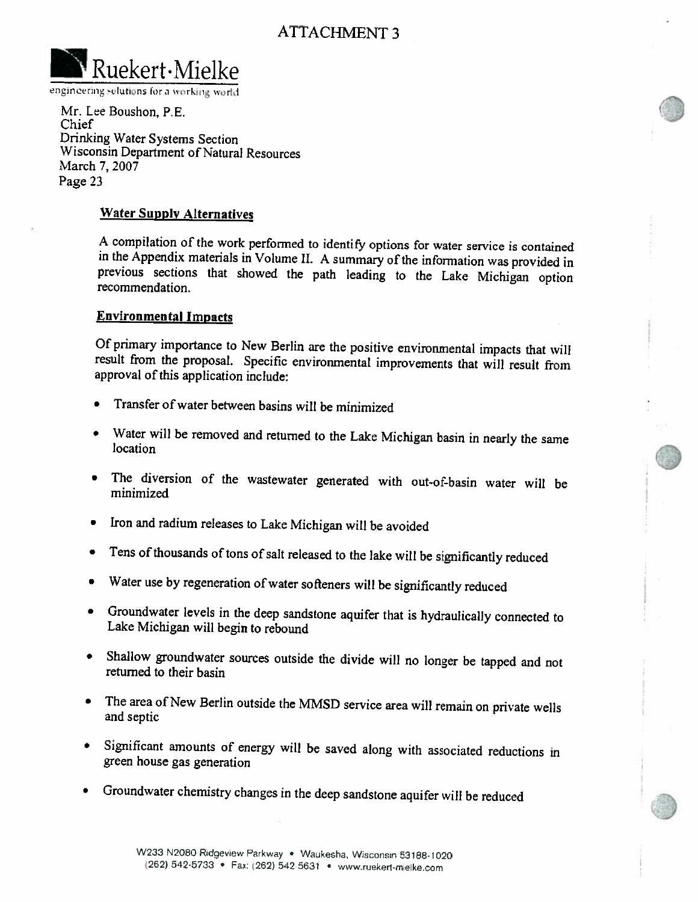ATTACHMENT 3

Ruekert·Mielke

engineering solutions for a working world

Mr. Lee Boushon, P.E.
Chief
Drinking Water Systems Section
Wisconsin Department of Natural Resources
March 7, 2007
Page 23

### Water Supply Alternatives

A compilation of the work performed to identify options for water service is contained in the Appendix materials in Volume II. A summary of the information was provided in previous sections that showed the path leading to the Lake Michigan option recommendation.

### Environmental Impacts

Of primary importance to New Berlin are the positive environmental impacts that will result from the proposal. Specific environmental improvements that will result from approval of this application include:

- Transfer of water between basins will be minimized
- Water will be removed and returned to the Lake Michigan basin in nearly the same location
- The diversion of the wastewater generated with out-of-basin water will be minimized
- Iron and radium releases to Lake Michigan will be avoided
- Tens of thousands of tons of salt released to the lake will be significantly reduced
- Water use by regeneration of water softeners will be significantly reduced
- Groundwater levels in the deep sandstone aquifer that is hydraulically connected to Lake Michigan will begin to rebound
- Shallow groundwater sources outside the divide will no longer be tapped and not returned to their basin
- The area of New Berlin outside the MMSD service area will remain on private wells and septic
- Significant amounts of energy will be saved along with associated reductions in green house gas generation
- Groundwater chemistry changes in the deep sandstone aquifer will be reduced

W233 N2080 Ridgeview Parkway • Waukesha, Wisconsin 53188-1020
(262) 542-5733 • Fax: (262) 542-5631 • www.ruekert-mielke.com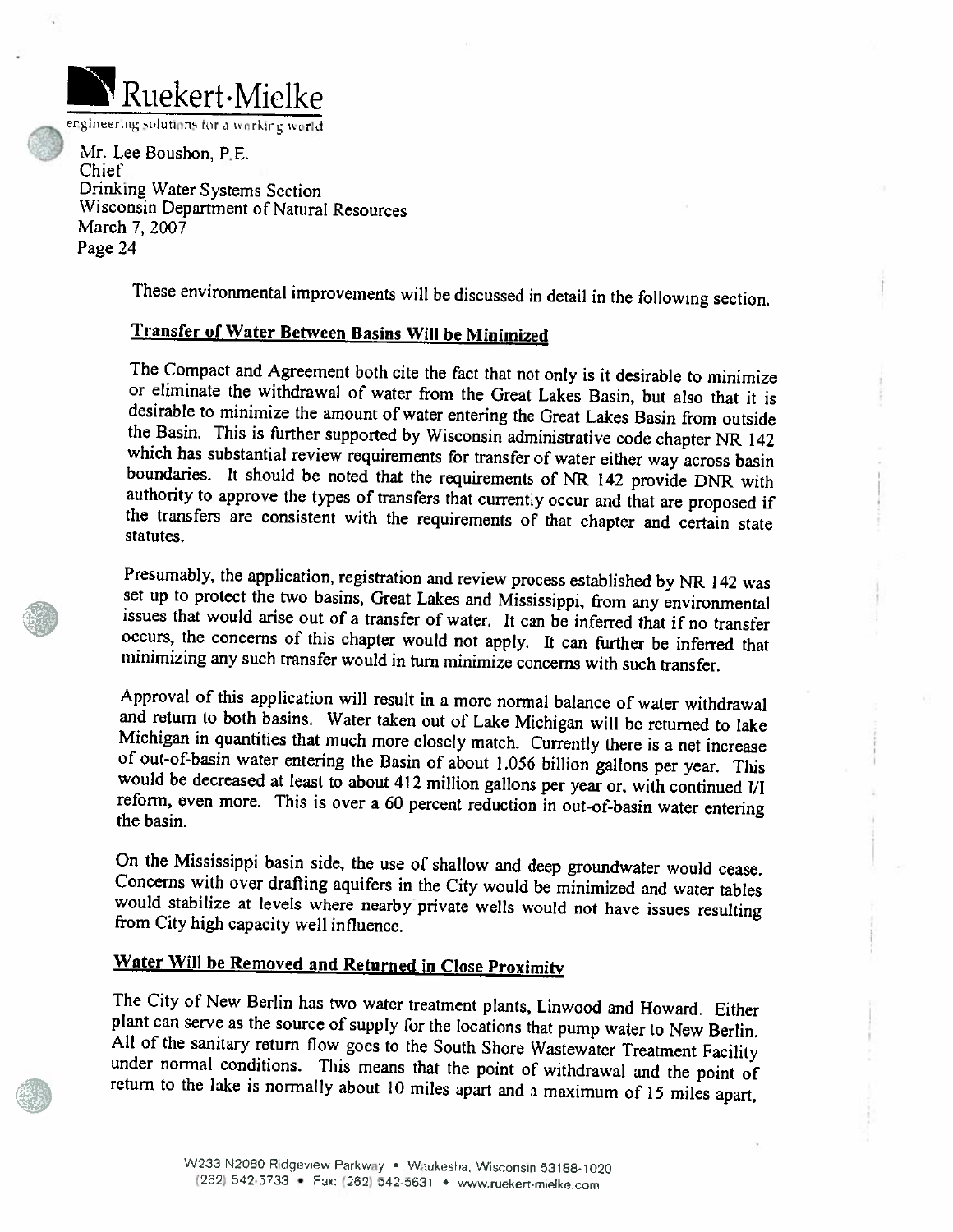Mr. Lee Boushon, P.E.
Chief
Drinking Water Systems Section
Wisconsin Department of Natural Resources
March 7, 2007

These environmental improvements will be discussed in detail in the following section.

## Transfer of Water Between Basins Will be Minimized

The Compact and Agreement both cite the fact that not only is it desirable to minimize or eliminate the withdrawal of water from the Great Lakes Basin, but also that it is desirable to minimize the amount of water entering the Great Lakes Basin from outside the Basin. This is further supported by Wisconsin administrative code chapter NR 142 which has substantial review requirements for transfer of water either way across basin boundaries. It should be noted that the requirements of NR 142 provide DNR with authority to approve the types of transfers that currently occur and that are proposed if the transfers are consistent with the requirements of that chapter and certain state statutes.

Presumably, the application, registration and review process established by NR 142 was set up to protect the two basins, Great Lakes and Mississippi, from any environmental issues that would arise out of a transfer of water. It can be inferred that if no transfer occurs, the concerns of this chapter would not apply. It can further be inferred that minimizing any such transfer would in turn minimize concerns with such transfer.

Approval of this application will result in a more normal balance of water withdrawal and return to both basins. Water taken out of Lake Michigan will be returned to lake Michigan in quantities that much more closely match. Currently there is a net increase of out-of-basin water entering the Basin of about 1.056 billion gallons per year. This would be decreased at least to about 412 million gallons per year or, with continued I/I reform, even more. This is over a 60 percent reduction in out-of-basin water entering the basin.

On the Mississippi basin side, the use of shallow and deep groundwater would cease. Concerns with over drafting aquifers in the City would be minimized and water tables would stabilize at levels where nearby private wells would not have issues resulting from City high capacity well influence.

## Water Will be Removed and Returned in Close Proximity

The City of New Berlin has two water treatment plants, Linwood and Howard. Either plant can serve as the source of supply for the locations that pump water to New Berlin. All of the sanitary return flow goes to the South Shore Wastewater Treatment Facility under normal conditions. This means that the point of withdrawal and the point of return to the lake is normally about 10 miles apart and a maximum of 15 miles apart,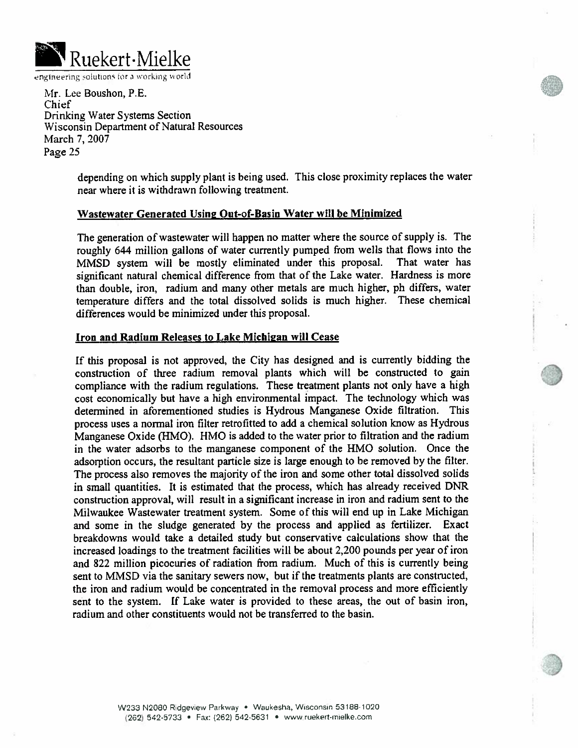depending on which supply plant is being used. This close proximity replaces the water near where it is withdrawn following treatment.

**Wastewater Generated Using Out-of-Basin Water will be Minimized**

The generation of wastewater will happen no matter where the source of supply is. The roughly 644 million gallons of water currently pumped from wells that flows into the MMSD system will be mostly eliminated under this proposal. That water has significant natural chemical difference from that of the Lake water. Hardness is more than double, iron, radium and many other metals are much higher, ph differs, water temperature differs and the total dissolved solids is much higher. These chemical differences would be minimized under this proposal.

**Iron and Radium Releases to Lake Michigan will Cease**

If this proposal is not approved, the City has designed and is currently bidding the construction of three radium removal plants which will be constructed to gain compliance with the radium regulations. These treatment plants not only have a high cost economically but have a high environmental impact. The technology which was determined in aforementioned studies is Hydrous Manganese Oxide filtration. This process uses a normal iron filter retrofitted to add a chemical solution know as Hydrous Manganese Oxide (HMO). HMO is added to the water prior to filtration and the radium in the water adsorbs to the manganese component of the HMO solution. Once the adsorption occurs, the resultant particle size is large enough to be removed by the filter. The process also removes the majority of the iron and some other total dissolved solids in small quantities. It is estimated that the process, which has already received DNR construction approval, will result in a significant increase in iron and radium sent to the Milwaukee Wastewater treatment system. Some of this will end up in Lake Michigan and some in the sludge generated by the process and applied as fertilizer. Exact breakdowns would take a detailed study but conservative calculations show that the increased loadings to the treatment facilities will be about 2,200 pounds per year of iron and 822 million picocuries of radiation from radium. Much of this is currently being sent to MMSD via the sanitary sewers now, but if the treatments plants are constructed, the iron and radium would be concentrated in the removal process and more efficiently sent to the system. If Lake water is provided to these areas, the out of basin iron, radium and other constituents would not be transferred to the basin.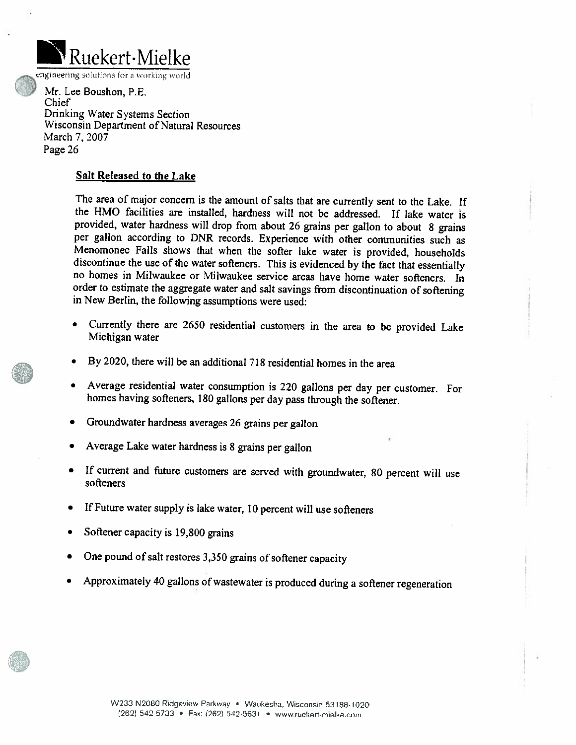Mr. Lee Boushon, P.E.
Chief
Drinking Water Systems Section
Wisconsin Department of Natural Resources
March 7, 2007
Page 26

**Salt Released to the Lake**

The area of major concern is the amount of salts that are currently sent to the Lake. If the HMO facilities are installed, hardness will not be addressed. If lake water is provided, water hardness will drop from about 26 grains per gallon to about 8 grains per gallon according to DNR records. Experience with other communities such as Menomonee Falls shows that when the softer lake water is provided, households discontinue the use of the water softeners. This is evidenced by the fact that essentially no homes in Milwaukee or Milwaukee service areas have home water softeners. In order to estimate the aggregate water and salt savings from discontinuation of softening in New Berlin, the following assumptions were used:

- Currently there are 2650 residential customers in the area to be provided Lake Michigan water
- By 2020, there will be an additional 718 residential homes in the area
- Average residential water consumption is 220 gallons per day per customer. For homes having softeners, 180 gallons per day pass through the softener.
- Groundwater hardness averages 26 grains per gallon
- Average Lake water hardness is 8 grains per gallon
- If current and future customers are served with groundwater, 80 percent will use softeners
- If Future water supply is lake water, 10 percent will use softeners
- Softener capacity is 19,800 grains
- One pound of salt restores 3,350 grains of softener capacity
- Approximately 40 gallons of wastewater is produced during a softener regeneration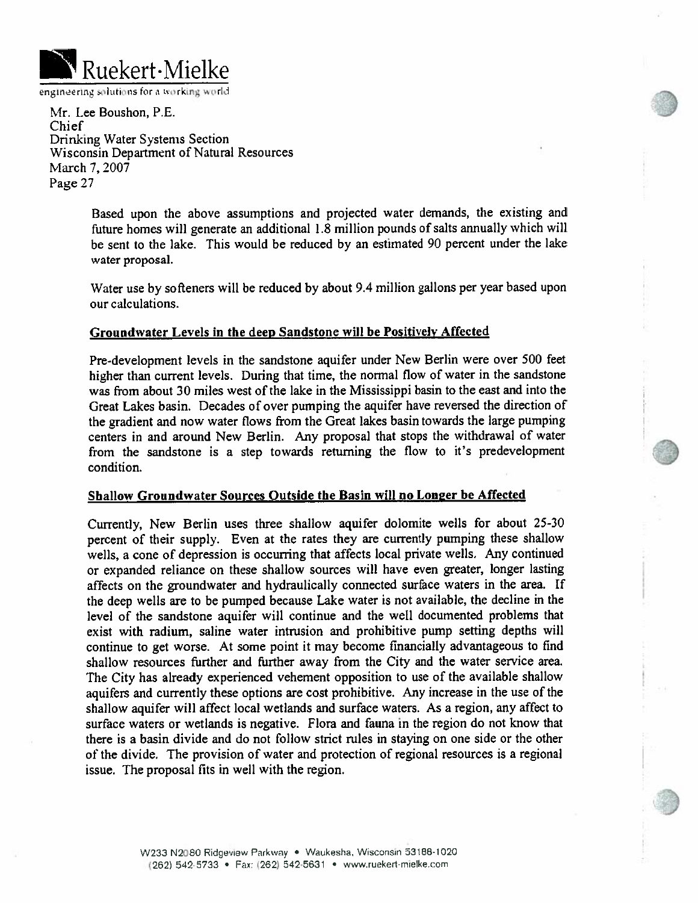Mr. Lee Boushon, P.E.
Chief
Drinking Water Systems Section
Wisconsin Department of Natural Resources
March 7, 2007
Page 27

Based upon the above assumptions and projected water demands, the existing and future homes will generate an additional 1.8 million pounds of salts annually which will be sent to the lake. This would be reduced by an estimated 90 percent under the lake water proposal.

Water use by softeners will be reduced by about 9.4 million gallons per year based upon our calculations.

**Groundwater Levels in the deep Sandstone will be Positively Affected**

Pre-development levels in the sandstone aquifer under New Berlin were over 500 feet higher than current levels. During that time, the normal flow of water in the sandstone was from about 30 miles west of the lake in the Mississippi basin to the east and into the Great Lakes basin. Decades of over pumping the aquifer have reversed the direction of the gradient and now water flows from the Great lakes basin towards the large pumping centers in and around New Berlin. Any proposal that stops the withdrawal of water from the sandstone is a step towards returning the flow to it's predevelopment condition.

**Shallow Groundwater Sources Outside the Basin will no Longer be Affected**

Currently, New Berlin uses three shallow aquifer dolomite wells for about 25-30 percent of their supply. Even at the rates they are currently pumping these shallow wells, a cone of depression is occurring that affects local private wells. Any continued or expanded reliance on these shallow sources will have even greater, longer lasting affects on the groundwater and hydraulically connected surface waters in the area. If the deep wells are to be pumped because Lake water is not available, the decline in the level of the sandstone aquifer will continue and the well documented problems that exist with radium, saline water intrusion and prohibitive pump setting depths will continue to get worse. At some point it may become financially advantageous to find shallow resources further and further away from the City and the water service area. The City has already experienced vehement opposition to use of the available shallow aquifers and currently these options are cost prohibitive. Any increase in the use of the shallow aquifer will affect local wetlands and surface waters. As a region, any affect to surface waters or wetlands is negative. Flora and fauna in the region do not know that there is a basin divide and do not follow strict rules in staying on one side or the other of the divide. The provision of water and protection of regional resources is a regional issue. The proposal fits in well with the region.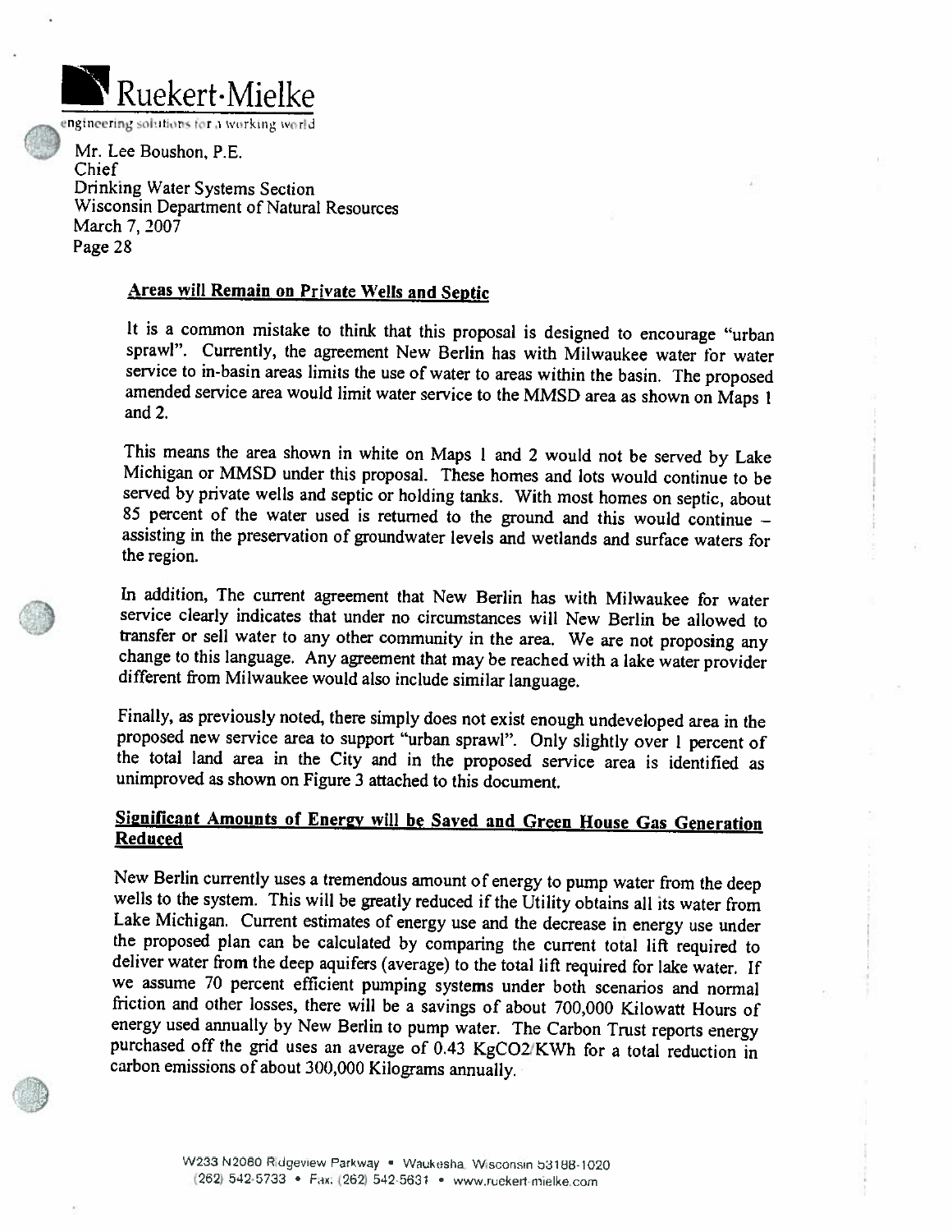Mr. Lee Boushon, P.E.
Chief
Drinking Water Systems Section
Wisconsin Department of Natural Resources
March 7, 2007
Page 28

## Areas will Remain on Private Wells and Septic

It is a common mistake to think that this proposal is designed to encourage "urban sprawl". Currently, the agreement New Berlin has with Milwaukee water for water service to in-basin areas limits the use of water to areas within the basin. The proposed amended service area would limit water service to the MMSD area as shown on Maps 1 and 2.

This means the area shown in white on Maps 1 and 2 would not be served by Lake Michigan or MMSD under this proposal. These homes and lots would continue to be served by private wells and septic or holding tanks. With most homes on septic, about 85 percent of the water used is returned to the ground and this would continue – assisting in the preservation of groundwater levels and wetlands and surface waters for the region.

In addition, The current agreement that New Berlin has with Milwaukee for water service clearly indicates that under no circumstances will New Berlin be allowed to transfer or sell water to any other community in the area. We are not proposing any change to this language. Any agreement that may be reached with a lake water provider different from Milwaukee would also include similar language.

Finally, as previously noted, there simply does not exist enough undeveloped area in the proposed new service area to support "urban sprawl". Only slightly over 1 percent of the total land area in the City and in the proposed service area is identified as unimproved as shown on Figure 3 attached to this document.

## Significant Amounts of Energy will be Saved and Green House Gas Generation Reduced

New Berlin currently uses a tremendous amount of energy to pump water from the deep wells to the system. This will be greatly reduced if the Utility obtains all its water from Lake Michigan. Current estimates of energy use and the decrease in energy use under the proposed plan can be calculated by comparing the current total lift required to deliver water from the deep aquifers (average) to the total lift required for lake water. If we assume 70 percent efficient pumping systems under both scenarios and normal friction and other losses, there will be a savings of about 700,000 Kilowatt Hours of energy used annually by New Berlin to pump water. The Carbon Trust reports energy purchased off the grid uses an average of 0.43 $KgCO_2/KWh$ for a total reduction in carbon emissions of about 300,000 Kilograms annually.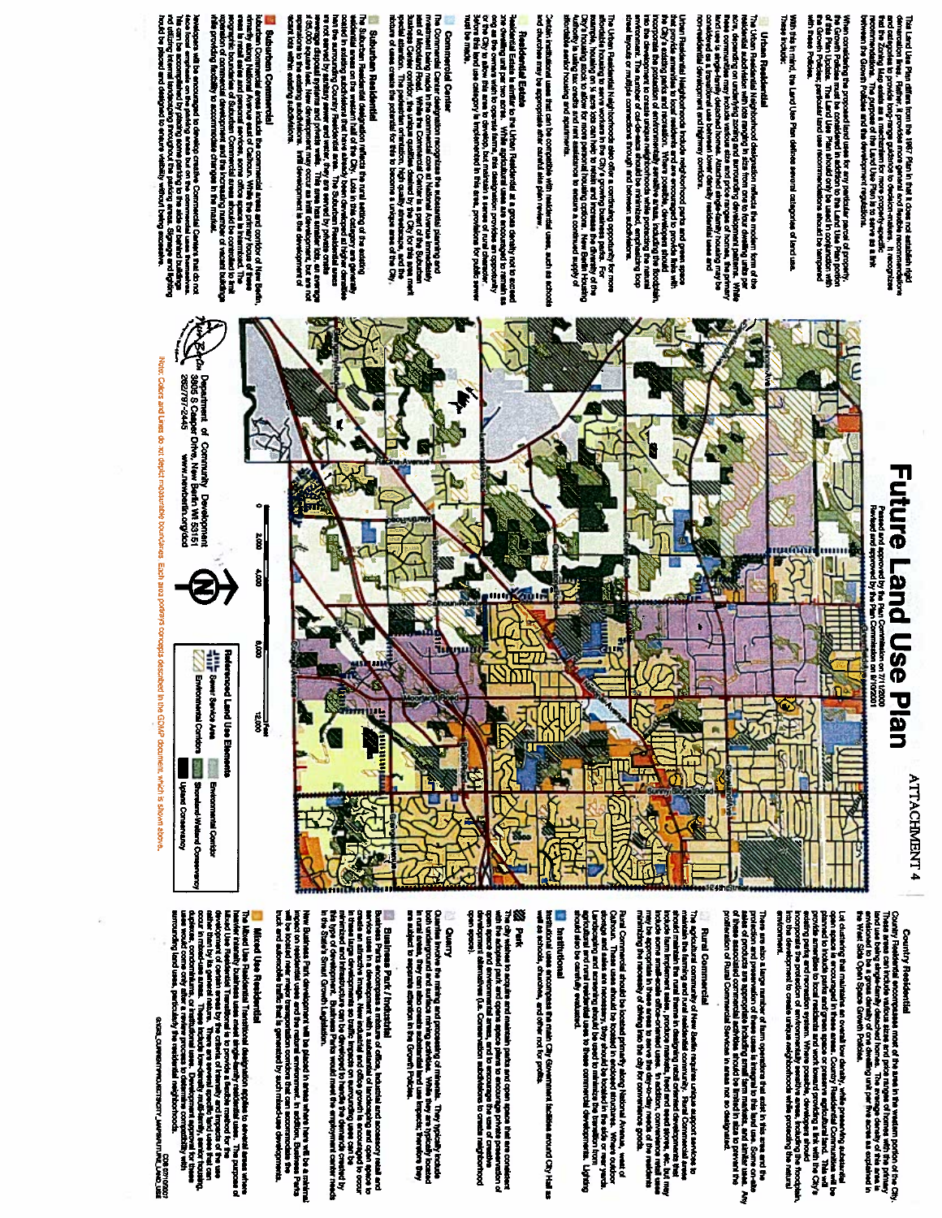# Future Land Use Plan

Passed and approved by the Plan Commission on 7/1/2000
Revised and approved by the Plan Commission on 8/?/2001

ATTACHMENT 4

The Land Use Plan differs from the 1987 Plan in that it does not establish rigid demarcation lines. Rather, it provides more general and flexible recommendations and categories to provide long-range guidance to decision-makers. It recognizes that the Zoning Map exists as a mechanism for more property-specific recommendations. The purpose of the Land Use Plan is to serve as a link between the Growth Policies and the development regulations.

When considering the proposed land uses for any particular parcel of property, the Growth Policies must be considered in addition to the Land Use Plan portion of the Growth Policies. The Land Use Plan should only be used in conjunction with the Growth Policies; particular land use recommendations should be tempered with these Policies.

With this in mind, the Land Use Plan defines several categories of land use. These include:

### Urban Residential

The Urban Residential Neighborhood designation reflects the modern form of the residential subdivision with lots ranging in size from one to four dwelling units per acre, depending on underlying zoning and surrounding development patterns. While the primary use of these areas is for single-family detached homes, attached single-family housing may be considered as a transitional use between lower density residential uses and non-residential development and highway corridors.

Urban Residential Neighborhoods include neighborhood parks and green space to provide amenities to local residents and are encouraged to provide links with the City's existing parks and recreation. Where possible, developers should incorporate the protection of environmentally sensitive areas, including the floodplain, into the development. The number of cul-de-sacs should be minimized, and loop street layouts or multiple connections through and between subdivisions.

The Urban Residential Neighborhoods also offer a continuing opportunity for more affordable housing. For example, housing on smaller lots can help to retain and increase the diversity of the City's housing stock to allow for more personal housing options. New Berlin Housing Authority is using tax credits and rent assistance to ensure a continued supply of affordable senior housing and apartments.

Certain institutional uses that can be compatible with residential uses, such as schools and churches may be appropriate after careful site plan review.

### Commercial Center

The Commercial Center designation recognizes the substantial planning and investment being made in the central core at National Avenue immediately around Moorland Road. While the Commercial Center is part of the Suburban Commercial area, this area needs special attention. The pedestrian orientation, high quality streetscape, and the mixture of uses create the potential for this to become a unique area of the City.

### Residential Estate

Residential Estate is similar to the Urban Residential at a gross density not to exceed one dwelling unit per two acres. While agricultural uses are encouraged to remain as long as the owners wish to operate farms, this designation provides an opportunity for the City to allow this area to develop, but maintain a sense of rural character. If this land use category is implemented in this area, provisions for public sewer must be made.

### Suburban Residential

The Suburban Residential designation reflects the rural setting of the existing subdivisions located in existing subdivisions that have already been developed at higher densities than the surrounding Country Residential areas. The Suburban Residential areas are not served by sanitary sewer and water; they are served by private onsite wells and septic systems. New development may occur as infill development, at an average of 1 dwelling per acre in the existing subdivisions, until development is the development of vacant lots within existing subdivisions.

### Suburban Commercial

Suburban Commercial areas include the commercial areas and corridor of New Berlin, primarily along National Avenue east of Calhoun. While the primary focus of these areas is retail and personal services, some office space is intended. The geographic boundaries of Suburban Commercial areas should be controlled to limit expansion of commercial development and the increasing number of vacant buildings while providing flexibility to accommodate changes in the market.

Developers will be encouraged to develop creative Commercial Centers that do not place focal emphasis on the parking areas but on the commercial uses themselves. This can be accomplished by placing some parking to the side or behind buildings and utilizing internal landscaping throughout parking areas. Signage and lighting should be placed and designed to ensure visibility without being excessive.

### Country Residential

Country Residential encompasses most of the area in the western portion of the City. These areas are expected to remain primarily as low-density single-family detached homes. The average density of this area is envisioned to be a gross density of one dwelling unit per five acres as explained in the West Side Open Space Growth Policies.

Lot clustering that maintains an overall low density, while preserving substantial open space is encouraged in these areas. Country Residential Communities will be planned to include parks and green space or preserve agricultural land. This will provide amenities to local residents and work toward providing a link with the City's existing parks and recreation. Development should incorporate the protection of environmentally sensitive areas, including the floodplain, into the development to create unique neighborhoods while protecting the natural environment.

There are also a large number of farm operations that exist in this area and the protection and preservation of these uses is integral to this land use. Some on-site sales of products are appropriate including small farm markets, and similar uses. Any of these associated commercial activities should be limited in size to prevent the proliferation of Rural Commercial Services in areas not so designated.

### Rural Commercial

The agricultural community of New Berlin requires unique support services to maintain the farming and rural residential community. Rural Commercial areas should maintain the rural theme in designing retail oriented developments that include farm implement sales, produce markets, feed and seed stores, etc. but may include some convenience retail. Minimizing the impacts to surrounding uses while maintaining the necessity of driving into the city for convenience goods.

Rural Commercial should be located primarily along National Avenue, west of Calhoun Road. Landscaping and screening should be used to minimize the transition from agricultural and rural residential uses to these commercial developments. Lighting should also be carefully evaluated.

### Institutional

Institutional uses encompass the main City Government facilities around City Hall as well as schools, churches, and other not for profits.

### Park

The City wishes to acquire and maintain parks and open space that are consistent with the adopted park and open space plans and to encourage private preservation of open space through development alternatives (i.e. Conservation subdivisions to create neighborhood open space).

### Quarry

Quarries involve the mining and processing of minerals. They typically include both underground and surface mining activities. While they are typically located in rural areas, they can also create substantial land use impacts; therefore they are subject to separate attention in the Growth Policies.

### Business Park / Industrial

Business Parks encompass a mixture of office, industrial and accessory retail and service uses in a development with a substantial amount of landscaping and open space to create an attractive image. New industrial and office growth is encouraged to occur in these areas. Business Parks would meet the employment center needs in the State's Smart Growth Legislation.

New Business Park development will be placed in areas where there will be a minimal impact on residential uses and the natural environment. In addition, Business Parks will be located near major transportation corridors that can accommodate the truck and automobile traffic that is generated by such mixed-use developments.

### Mixed Use Residential

The Mixed Use Residential Transitional designation applies to several areas where historic development patterns have created a mixture of uses. The purpose of this designation is to guide the development of certain areas by the criteria of intensity and impacts of the use rather than by its general nature. There are several specific land uses that can occur in mixed-use areas. These include low-density multi-family, senior housing, and other uses compatible with surrounding land uses, particularly the residential neighborhoods.

**Referenced Land Use Elements**

- Sewer Service Area
- Environmental Corridors
- Environmental Corridor
- Shoreland-Wetland Conservancy
- Upland Conservancy

Scale: 0 – 2,000 – 4,000 – 8,000 – 12,000 Feet

Department of Community Development
3805 S Casper Drive, New Berlin WI 53151
262/797-2445
www.newberlin.org/dcd

Note: Colors and Lines do not depict measurable boundaries. Each area portrays concepts described in the GDMP document, which is shown above.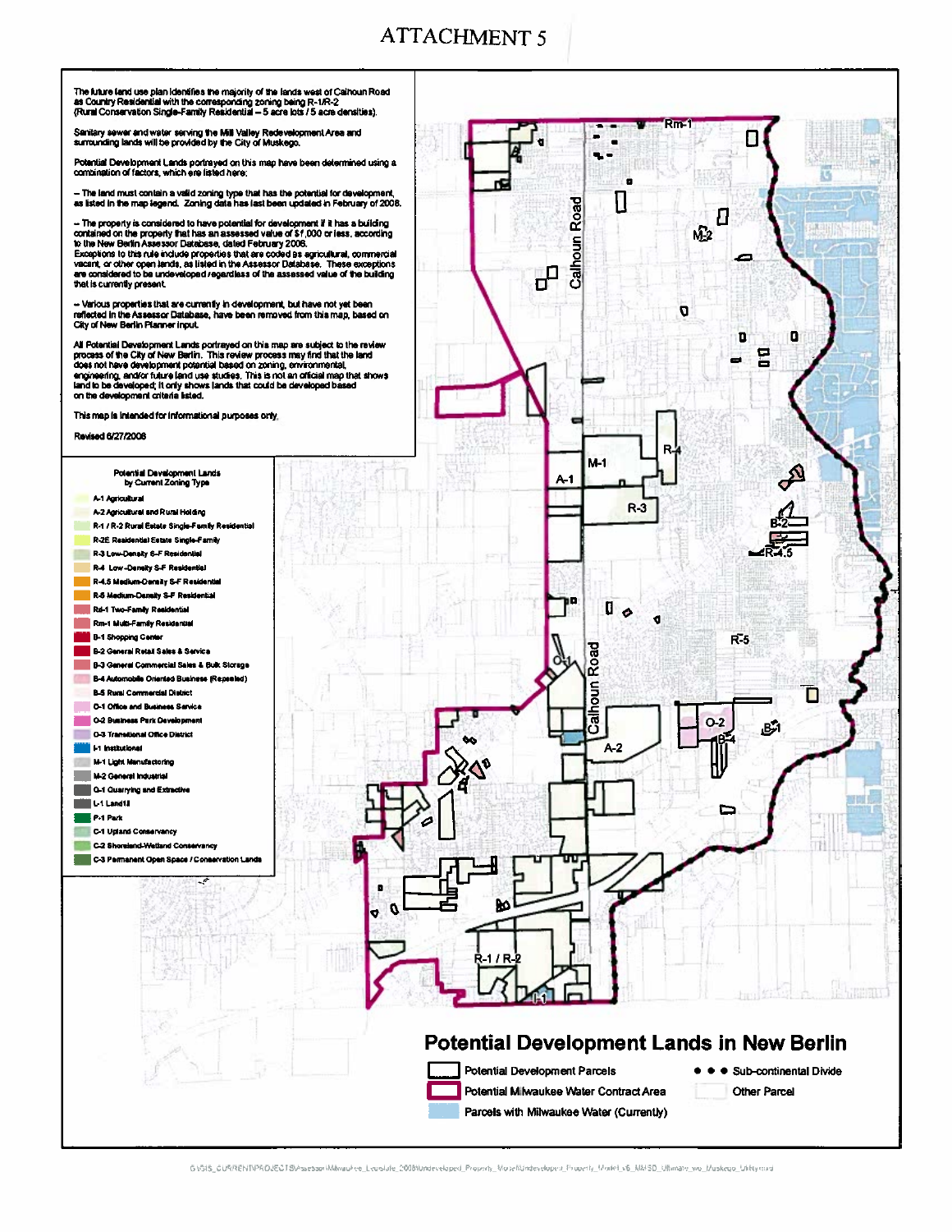# ATTACHMENT 5

The future land use plan identifies the majority of the lands west of Calhoun Road as Country Residential with the corresponding zoning being R-1/R-2 (Rural Conservation Single-Family Residential – 5 acre lots / 5 acre densities).

Sanitary sewer and water serving the Mill Valley Redevelopment Area and surrounding lands will be provided by the City of Muskego.

Potential Development Lands portrayed on this map have been determined using a combination of factors, which are listed here:

– The land must contain a valid zoning type that has the potential for development, as listed in the map legend. Zoning data has last been updated in February of 2008.

– The property is considered to have potential for development if it has a building contained on the property that has an assessed value of $1,000 or less, according to the New Berlin Assessor Database, dated February 2008. Exceptions to this rule include properties that are coded as agricultural, commercial vacant, or other open lands, as listed in the Assessor Database. These exceptions are considered to be undeveloped regardless of the assessed value of the building that is currently present.

– Various properties that are currently in development, but have not yet been reflected in the Assessor Database, have been removed from this map, based on City of New Berlin Planner input.

All Potential Development Lands portrayed on this map are subject to the review process of the City of New Berlin. This review process may find that the land does not have development potential based on zoning, environmental, engineering, and/or future land use studies. This is not an official map that shows land to be developed; it only shows lands that could be developed based on the development criteria listed.

This map is intended for informational purposes only.

Revised 6/27/2008

**Potential Development Lands by Current Zoning Type**

- A-1 Agricultural
- A-2 Agricultural and Rural Holding
- R-1 / R-2 Rural Estate Single-Family Residential
- R-2E Residential Estate Single-Family
- R-3 Low-Density S-F Residential
- R-4 Low-Density S-F Residential
- R-4.5 Medium-Density S-F Residential
- R-5 Medium-Density S-F Residential
- Rd-1 Two-Family Residential
- Rm-1 Multi-Family Residential
- B-1 Shopping Center
- B-2 General Retail Sales & Service
- B-3 General Commercial Sales & Bulk Storage
- B-4 Automobile Oriented Business (Repealed)
- B-5 Rural Commercial District
- O-1 Office and Business Service
- O-2 Business Park Development
- O-3 Transitional Office District
- I-1 Institutional
- M-1 Light Manufacturing
- M-2 General Industrial
- Q-1 Quarrying and Extractive
- L-1 Landfill
- P-1 Park
- C-1 Upland Conservancy
- C-2 Shoreland-Wetland Conservancy
- C-3 Permanent Open Space / Conservation Lands

Map labels: Calhoun Road, Rm-1, M-2, R-4, M-1, A-1, R-3, B-2, R-4.5, R-5, Q-1, O-2, B-1, B-4, A-2, R-1 / R-2, I-1

## Potential Development Lands in New Berlin

- Potential Development Parcels
- Potential Milwaukee Water Contract Area
- Parcels with Milwaukee Water (Currently)
- Sub-continental Divide
- Other Parcel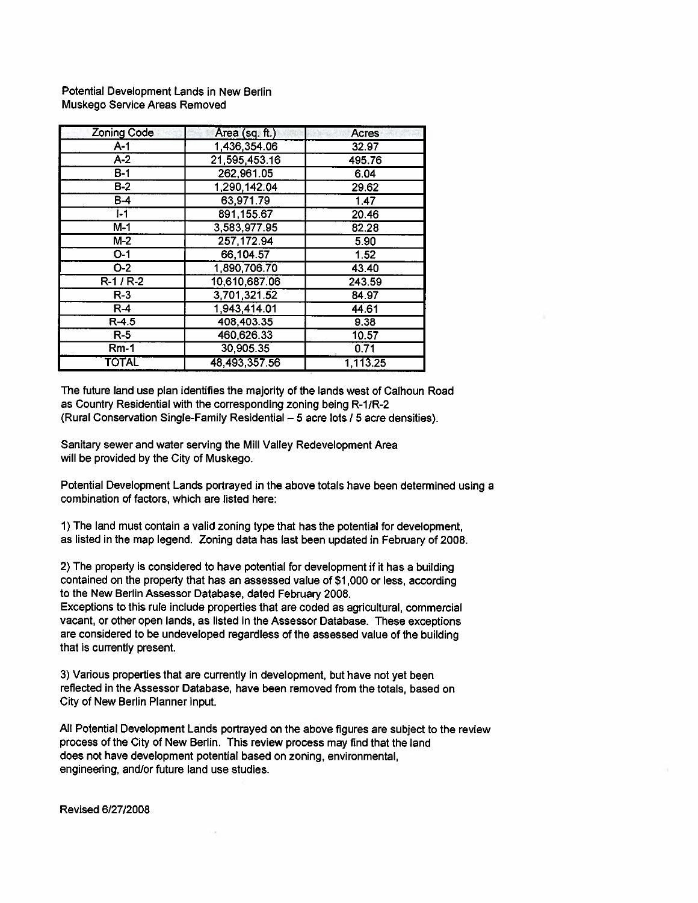Potential Development Lands in New Berlin
Muskego Service Areas Removed

| Zoning Code | Area (sq. ft.) | Acres |
|---|---|---|
| A-1 | 1,436,354.06 | 32.97 |
| A-2 | 21,595,453.16 | 495.76 |
| B-1 | 262,961.05 | 6.04 |
| B-2 | 1,290,142.04 | 29.62 |
| B-4 | 63,971.79 | 1.47 |
| I-1 | 891,155.67 | 20.46 |
| M-1 | 3,583,977.95 | 82.28 |
| M-2 | 257,172.94 | 5.90 |
| O-1 | 66,104.57 | 1.52 |
| O-2 | 1,890,706.70 | 43.40 |
| R-1 / R-2 | 10,610,687.06 | 243.59 |
| R-3 | 3,701,321.52 | 84.97 |
| R-4 | 1,943,414.01 | 44.61 |
| R-4.5 | 408,403.35 | 9.38 |
| R-5 | 460,626.33 | 10.57 |
| Rm-1 | 30,905.35 | 0.71 |
| TOTAL | 48,493,357.56 | 1,113.25 |

The future land use plan identifies the majority of the lands west of Calhoun Road as Country Residential with the corresponding zoning being R-1/R-2 (Rural Conservation Single-Family Residential – 5 acre lots / 5 acre densities).

Sanitary sewer and water serving the Mill Valley Redevelopment Area will be provided by the City of Muskego.

Potential Development Lands portrayed in the above totals have been determined using a combination of factors, which are listed here:

1) The land must contain a valid zoning type that has the potential for development, as listed in the map legend. Zoning data has last been updated in February of 2008.

2) The property is considered to have potential for development if it has a building contained on the property that has an assessed value of $1,000 or less, according to the New Berlin Assessor Database, dated February 2008.
Exceptions to this rule include properties that are coded as agricultural, commercial vacant, or other open lands, as listed in the Assessor Database. These exceptions are considered to be undeveloped regardless of the assessed value of the building that is currently present.

3) Various properties that are currently in development, but have not yet been reflected in the Assessor Database, have been removed from the totals, based on City of New Berlin Planner input.

All Potential Development Lands portrayed on the above figures are subject to the review process of the City of New Berlin. This review process may find that the land does not have development potential based on zoning, environmental, engineering, and/or future land use studies.

Revised 6/27/2008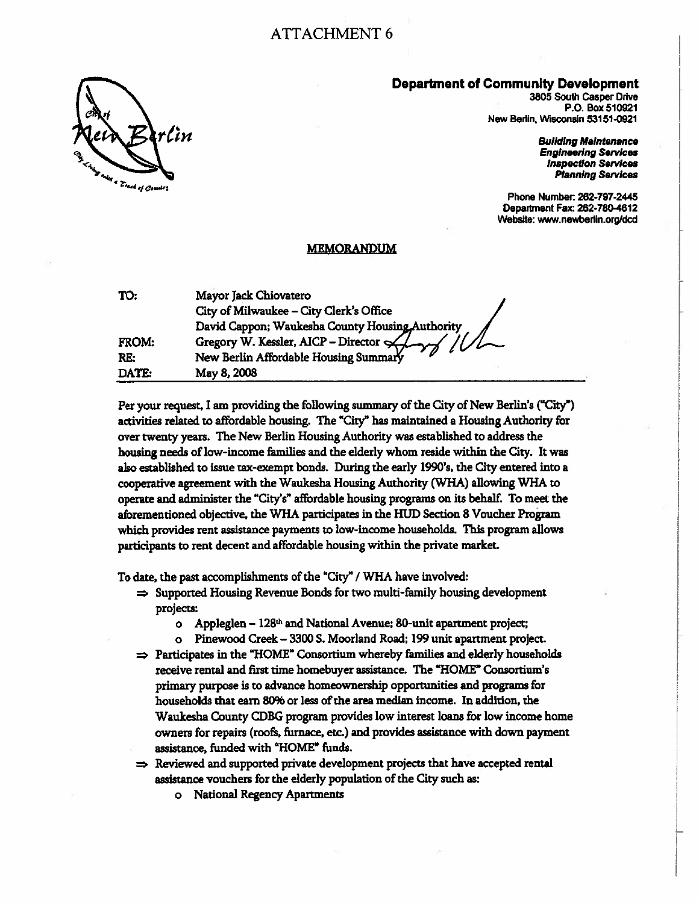# ATTACHMENT 6

City of New Berlin — City Living with a Touch of Country

**Department of Community Development**
3805 South Casper Drive
P.O. Box 510921
New Berlin, Wisconsin 53151-0921

***Building Maintenance***
***Engineering Services***
***Inspection Services***
***Planning Services***

Phone Number: 262-797-2445
Department Fax: 262-780-4612
Website: www.newberlin.org/dcd

## MEMORANDUM

| | |
|---|---|
| TO: | Mayor Jack Chiovatero<br>City of Milwaukee – City Clerk's Office<br>David Cappon; Waukesha County Housing Authority |
| FROM: | Gregory W. Kessler, AICP – Director |
| RE: | New Berlin Affordable Housing Summary |
| DATE: | May 8, 2008 |

Per your request, I am providing the following summary of the City of New Berlin's ("City") activities related to affordable housing. The "City" has maintained a Housing Authority for over twenty years. The New Berlin Housing Authority was established to address the housing needs of low-income families and the elderly whom reside within the City. It was also established to issue tax-exempt bonds. During the early 1990's, the City entered into a cooperative agreement with the Waukesha Housing Authority (WHA) allowing WHA to operate and administer the "City's" affordable housing programs on its behalf. To meet the aforementioned objective, the WHA participates in the HUD Section 8 Voucher Program which provides rent assistance payments to low-income households. This program allows participants to rent decent and affordable housing within the private market.

To date, the past accomplishments of the "City" / WHA have involved:

- ⇒ Supported Housing Revenue Bonds for two multi-family housing development projects:
  - o Appleglen – 128th and National Avenue; 80-unit apartment project;
  - o Pinewood Creek – 3300 S. Moorland Road; 199 unit apartment project.
- ⇒ Participates in the "HOME" Consortium whereby families and elderly households receive rental and first time homebuyer assistance. The "HOME" Consortium's primary purpose is to advance homeownership opportunities and programs for households that earn 80% or less of the area median income. In addition, the Waukesha County CDBG program provides low interest loans for low income home owners for repairs (roofs, furnace, etc.) and provides assistance with down payment assistance, funded with "HOME" funds.
- ⇒ Reviewed and supported private development projects that have accepted rental assistance vouchers for the elderly population of the City such as:
  - o National Regency Apartments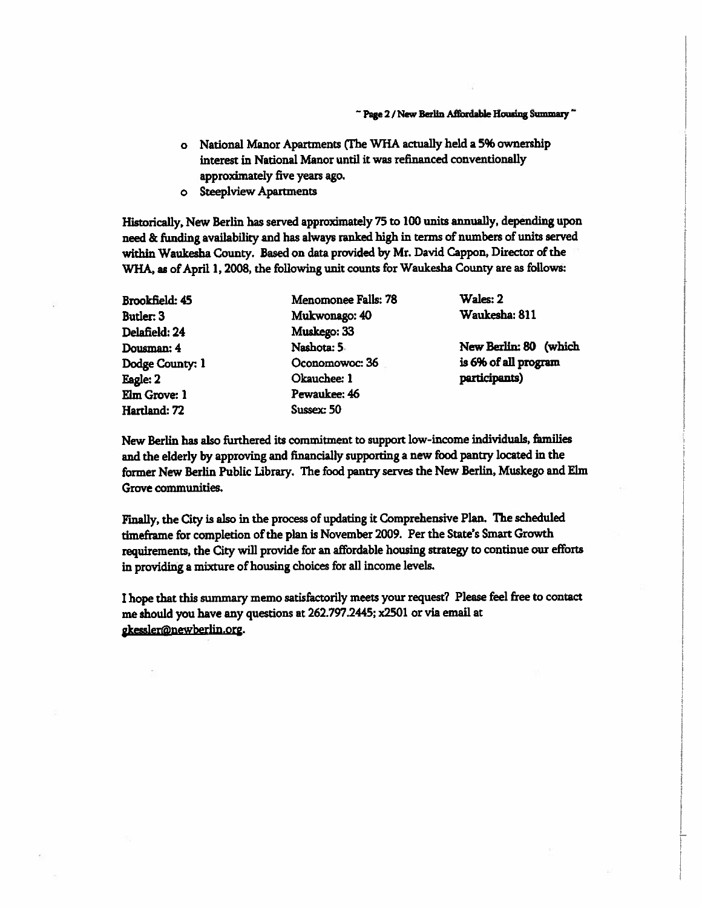- National Manor Apartments (The WHA actually held a 5% ownership interest in National Manor until it was refinanced conventionally approximately five years ago.
- Steeplview Apartments

Historically, New Berlin has served approximately 75 to 100 units annually, depending upon need & funding availability and has always ranked high in terms of numbers of units served within Waukesha County. Based on data provided by Mr. David Cappon, Director of the WHA, as of April 1, 2008, the following unit counts for Waukesha County are as follows:

Brookfield: 45
Butler: 3
Delafield: 24
Dousman: 4
Dodge County: 1
Eagle: 2
Elm Grove: 1
Hartland: 72

Menomonee Falls: 78
Mukwonago: 40
Muskego: 33
Nashota: 5
Oconomowoc: 36
Okauchee: 1
Pewaukee: 46
Sussex: 50

Wales: 2
Waukesha: 811

New Berlin: 80 (which is 6% of all program participants)

New Berlin has also furthered its commitment to support low-income individuals, families and the elderly by approving and financially supporting a new food pantry located in the former New Berlin Public Library. The food pantry serves the New Berlin, Muskego and Elm Grove communities.

Finally, the City is also in the process of updating it Comprehensive Plan. The scheduled timeframe for completion of the plan is November 2009. Per the State's Smart Growth requirements, the City will provide for an affordable housing strategy to continue our efforts in providing a mixture of housing choices for all income levels.

I hope that this summary memo satisfactorily meets your request? Please feel free to contact me should you have any questions at 262.797.2445; x2501 or via email at gkessler@newberlin.org.